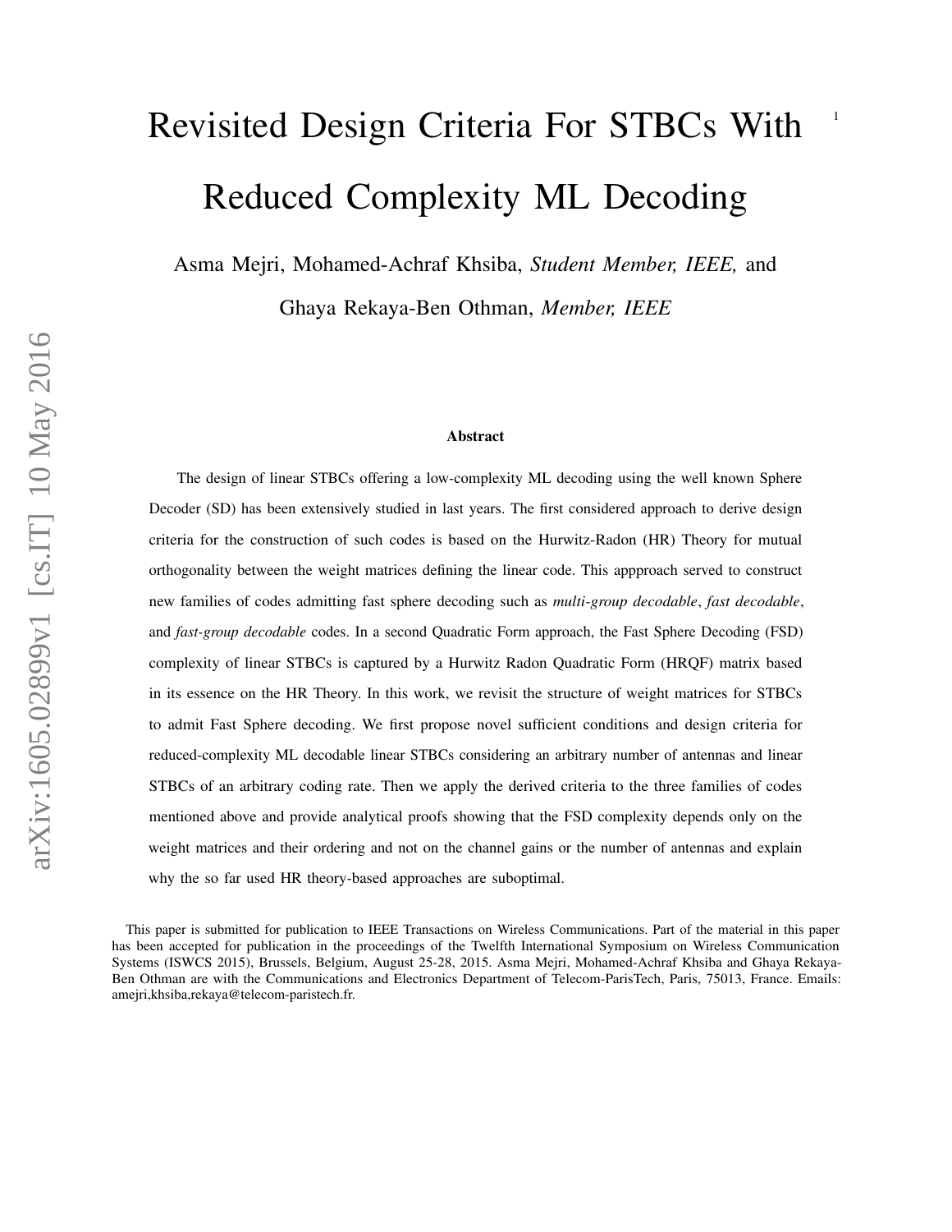# Revisited Design Criteria For STBCs With Reduced Complexity ML Decoding

Asma Mejri, Mohamed-Achraf Khsiba, *Student Member, IEEE,* and Ghaya Rekaya-Ben Othman, *Member, IEEE*

### Abstract

The design of linear STBCs offering a low-complexity ML decoding using the well known Sphere Decoder (SD) has been extensively studied in last years. The first considered approach to derive design criteria for the construction of such codes is based on the Hurwitz-Radon (HR) Theory for mutual orthogonality between the weight matrices defining the linear code. This appproach served to construct new families of codes admitting fast sphere decoding such as *multi-group decodable*, *fast decodable*, and *fast-group decodable* codes. In a second Quadratic Form approach, the Fast Sphere Decoding (FSD) complexity of linear STBCs is captured by a Hurwitz Radon Quadratic Form (HRQF) matrix based in its essence on the HR Theory. In this work, we revisit the structure of weight matrices for STBCs to admit Fast Sphere decoding. We first propose novel sufficient conditions and design criteria for reduced-complexity ML decodable linear STBCs considering an arbitrary number of antennas and linear STBCs of an arbitrary coding rate. Then we apply the derived criteria to the three families of codes mentioned above and provide analytical proofs showing that the FSD complexity depends only on the weight matrices and their ordering and not on the channel gains or the number of antennas and explain why the so far used HR theory-based approaches are suboptimal.

This paper is submitted for publication to IEEE Transactions on Wireless Communications. Part of the material in this paper has been accepted for publication in the proceedings of the Twelfth International Symposium on Wireless Communication Systems (ISWCS 2015), Brussels, Belgium, August 25-28, 2015. Asma Mejri, Mohamed-Achraf Khsiba and Ghaya Rekaya-Ben Othman are with the Communications and Electronics Department of Telecom-ParisTech, Paris, 75013, France. Emails: amejri,khsiba,rekaya@telecom-paristech.fr.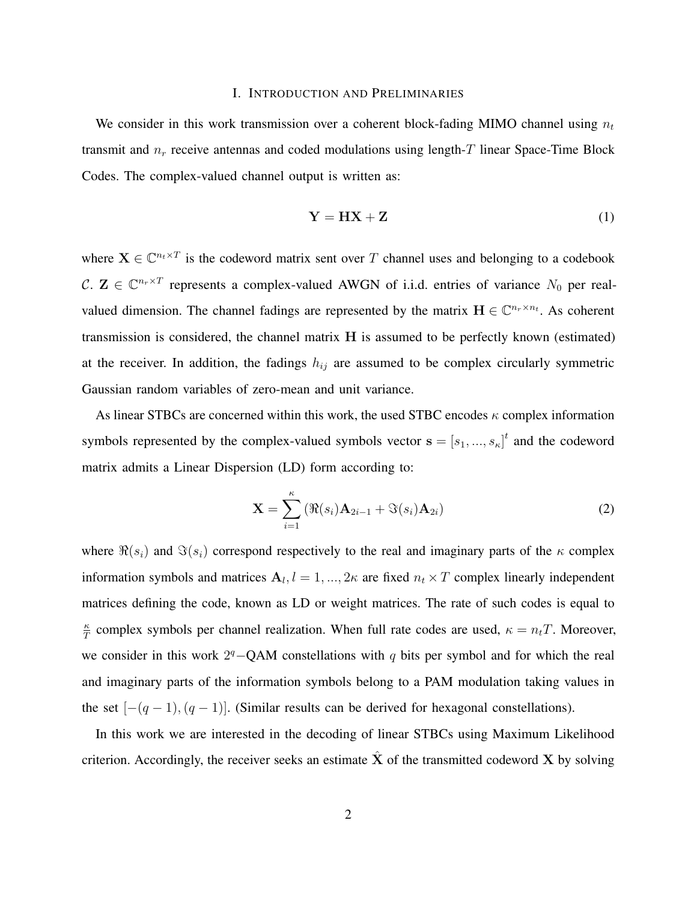# I. Introduction and Preliminaries

We consider in this work transmission over a coherent block-fading MIMO channel using $n_t$ transmit and $n_r$ receive antennas and coded modulations using length-$T$ linear Space-Time Block Codes. The complex-valued channel output is written as:

$$\mathbf{Y} = \mathbf{H}\mathbf{X} + \mathbf{Z} \tag{1}$$

where $\mathbf{X} \in \mathbb{C}^{n_t \times T}$ is the codeword matrix sent over $T$ channel uses and belonging to a codebook $\mathcal{C}$. $\mathbf{Z} \in \mathbb{C}^{n_r \times T}$ represents a complex-valued AWGN of i.i.d. entries of variance $N_0$ per real-valued dimension. The channel fadings are represented by the matrix $\mathbf{H} \in \mathbb{C}^{n_r \times n_t}$. As coherent transmission is considered, the channel matrix $\mathbf{H}$ is assumed to be perfectly known (estimated) at the receiver. In addition, the fadings $h_{ij}$ are assumed to be complex circularly symmetric Gaussian random variables of zero-mean and unit variance.

As linear STBCs are concerned within this work, the used STBC encodes $\kappa$ complex information symbols represented by the complex-valued symbols vector $\mathbf{s} = [s_1, ..., s_\kappa]^t$ and the codeword matrix admits a Linear Dispersion (LD) form according to:

$$\mathbf{X} = \sum_{i=1}^{\kappa} \left( \Re(s_i)\mathbf{A}_{2i-1} + \Im(s_i)\mathbf{A}_{2i} \right) \tag{2}$$

where $\Re(s_i)$ and $\Im(s_i)$ correspond respectively to the real and imaginary parts of the $\kappa$ complex information symbols and matrices $\mathbf{A}_l, l = 1, ..., 2\kappa$ are fixed $n_t \times T$ complex linearly independent matrices defining the code, known as LD or weight matrices. The rate of such codes is equal to $\frac{\kappa}{T}$ complex symbols per channel realization. When full rate codes are used, $\kappa = n_t T$. Moreover, we consider in this work $2^q-$QAM constellations with $q$ bits per symbol and for which the real and imaginary parts of the information symbols belong to a PAM modulation taking values in the set $[-(q-1), (q-1)]$. (Similar results can be derived for hexagonal constellations).

In this work we are interested in the decoding of linear STBCs using Maximum Likelihood criterion. Accordingly, the receiver seeks an estimate $\hat{\mathbf{X}}$ of the transmitted codeword $\mathbf{X}$ by solving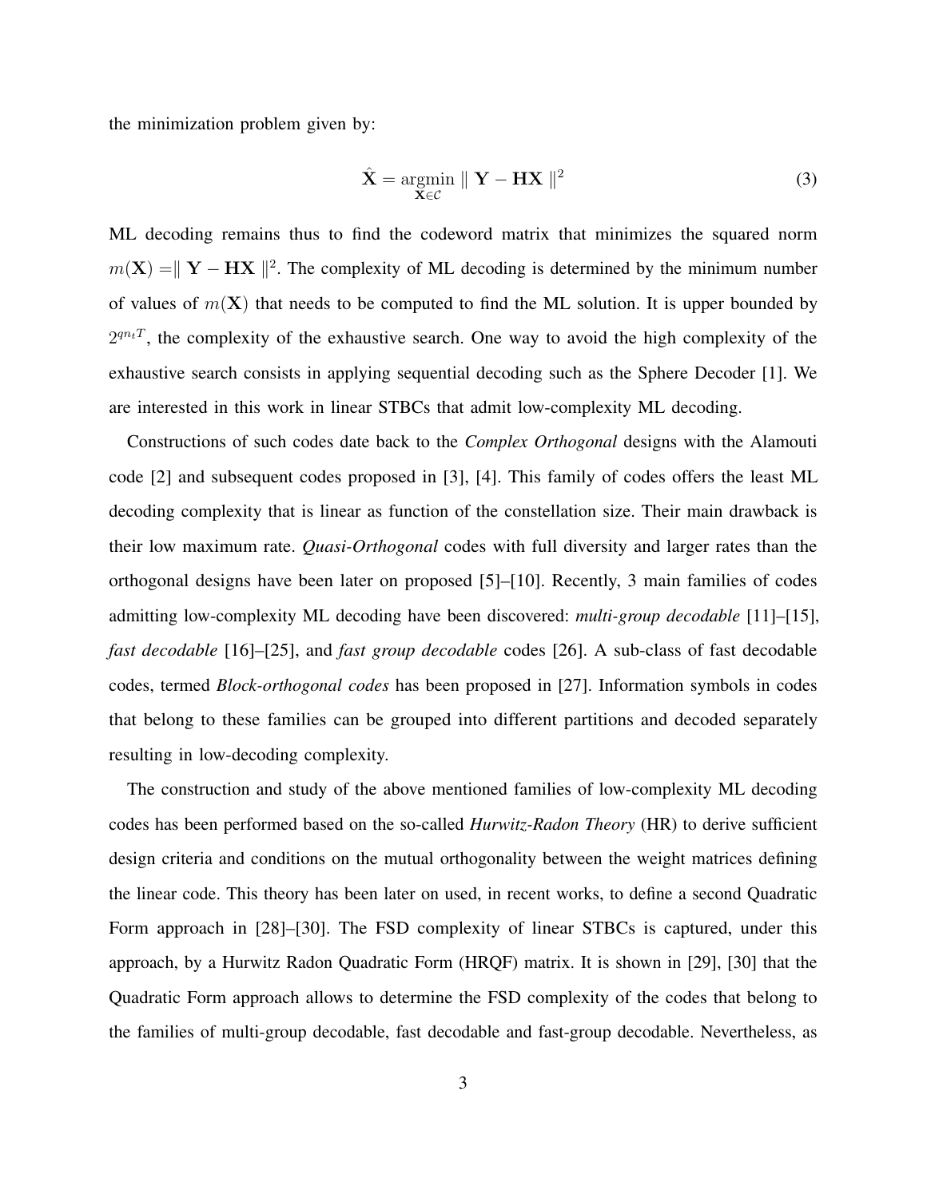the minimization problem given by:

$$\hat{\mathbf{X}} = \underset{\mathbf{X} \in \mathcal{C}}{\operatorname{argmin}} \parallel \mathbf{Y} - \mathbf{H}\mathbf{X} \parallel^2 \tag{3}$$

ML decoding remains thus to find the codeword matrix that minimizes the squared norm $m(\mathbf{X}) = \parallel \mathbf{Y} - \mathbf{H}\mathbf{X} \parallel^2$. The complexity of ML decoding is determined by the minimum number of values of $m(\mathbf{X})$ that needs to be computed to find the ML solution. It is upper bounded by $2^{qn_tT}$, the complexity of the exhaustive search. One way to avoid the high complexity of the exhaustive search consists in applying sequential decoding such as the Sphere Decoder [1]. We are interested in this work in linear STBCs that admit low-complexity ML decoding.

Constructions of such codes date back to the *Complex Orthogonal* designs with the Alamouti code [2] and subsequent codes proposed in [3], [4]. This family of codes offers the least ML decoding complexity that is linear as function of the constellation size. Their main drawback is their low maximum rate. *Quasi-Orthogonal* codes with full diversity and larger rates than the orthogonal designs have been later on proposed [5]–[10]. Recently, 3 main families of codes admitting low-complexity ML decoding have been discovered: *multi-group decodable* [11]–[15], *fast decodable* [16]–[25], and *fast group decodable* codes [26]. A sub-class of fast decodable codes, termed *Block-orthogonal codes* has been proposed in [27]. Information symbols in codes that belong to these families can be grouped into different partitions and decoded separately resulting in low-decoding complexity.

The construction and study of the above mentioned families of low-complexity ML decoding codes has been performed based on the so-called *Hurwitz-Radon Theory* (HR) to derive sufficient design criteria and conditions on the mutual orthogonality between the weight matrices defining the linear code. This theory has been later on used, in recent works, to define a second Quadratic Form approach in [28]–[30]. The FSD complexity of linear STBCs is captured, under this approach, by a Hurwitz Radon Quadratic Form (HRQF) matrix. It is shown in [29], [30] that the Quadratic Form approach allows to determine the FSD complexity of the codes that belong to the families of multi-group decodable, fast decodable and fast-group decodable. Nevertheless, as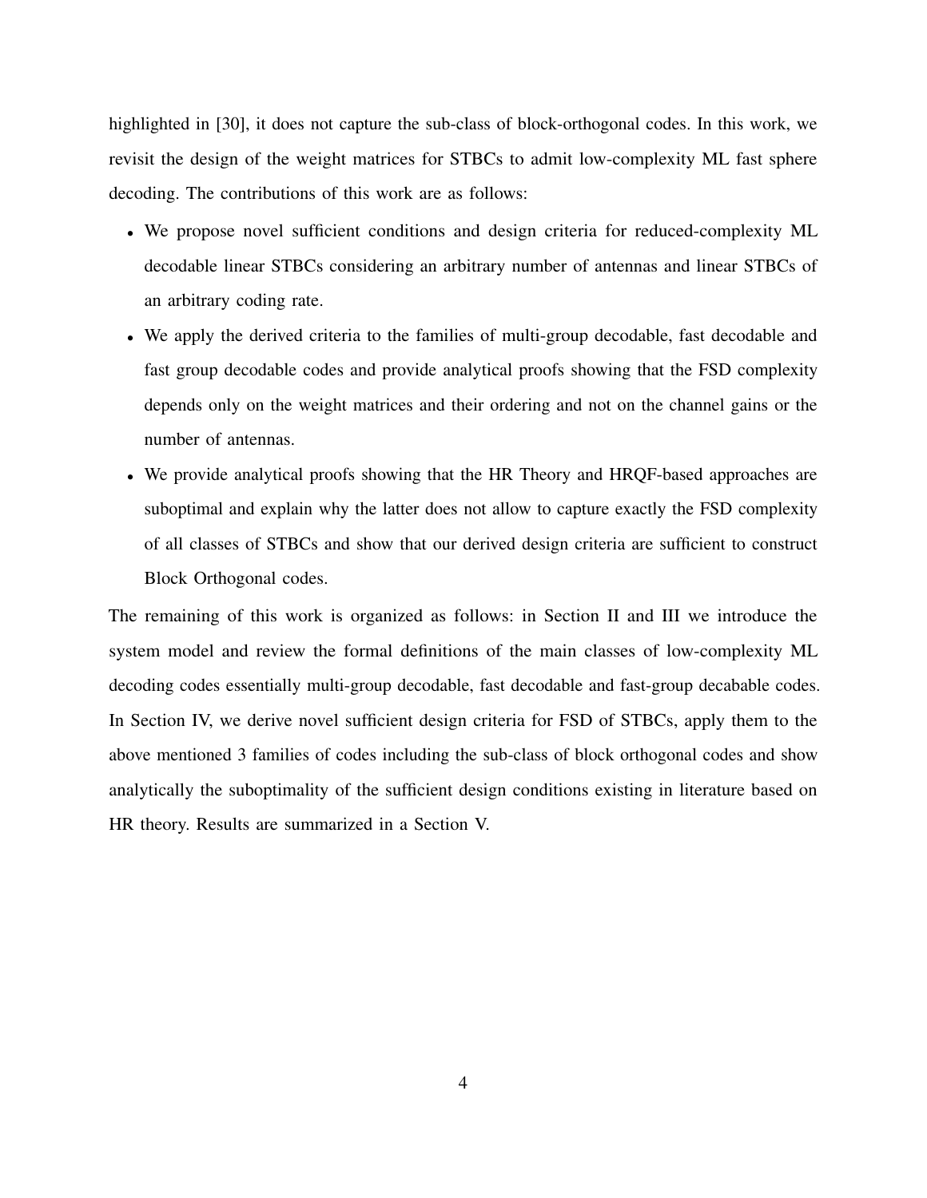highlighted in [30], it does not capture the sub-class of block-orthogonal codes. In this work, we revisit the design of the weight matrices for STBCs to admit low-complexity ML fast sphere decoding. The contributions of this work are as follows:

- We propose novel sufficient conditions and design criteria for reduced-complexity ML decodable linear STBCs considering an arbitrary number of antennas and linear STBCs of an arbitrary coding rate.
- We apply the derived criteria to the families of multi-group decodable, fast decodable and fast group decodable codes and provide analytical proofs showing that the FSD complexity depends only on the weight matrices and their ordering and not on the channel gains or the number of antennas.
- We provide analytical proofs showing that the HR Theory and HRQF-based approaches are suboptimal and explain why the latter does not allow to capture exactly the FSD complexity of all classes of STBCs and show that our derived design criteria are sufficient to construct Block Orthogonal codes.

The remaining of this work is organized as follows: in Section II and III we introduce the system model and review the formal definitions of the main classes of low-complexity ML decoding codes essentially multi-group decodable, fast decodable and fast-group decabable codes. In Section IV, we derive novel sufficient design criteria for FSD of STBCs, apply them to the above mentioned 3 families of codes including the sub-class of block orthogonal codes and show analytically the suboptimality of the sufficient design conditions existing in literature based on HR theory. Results are summarized in a Section V.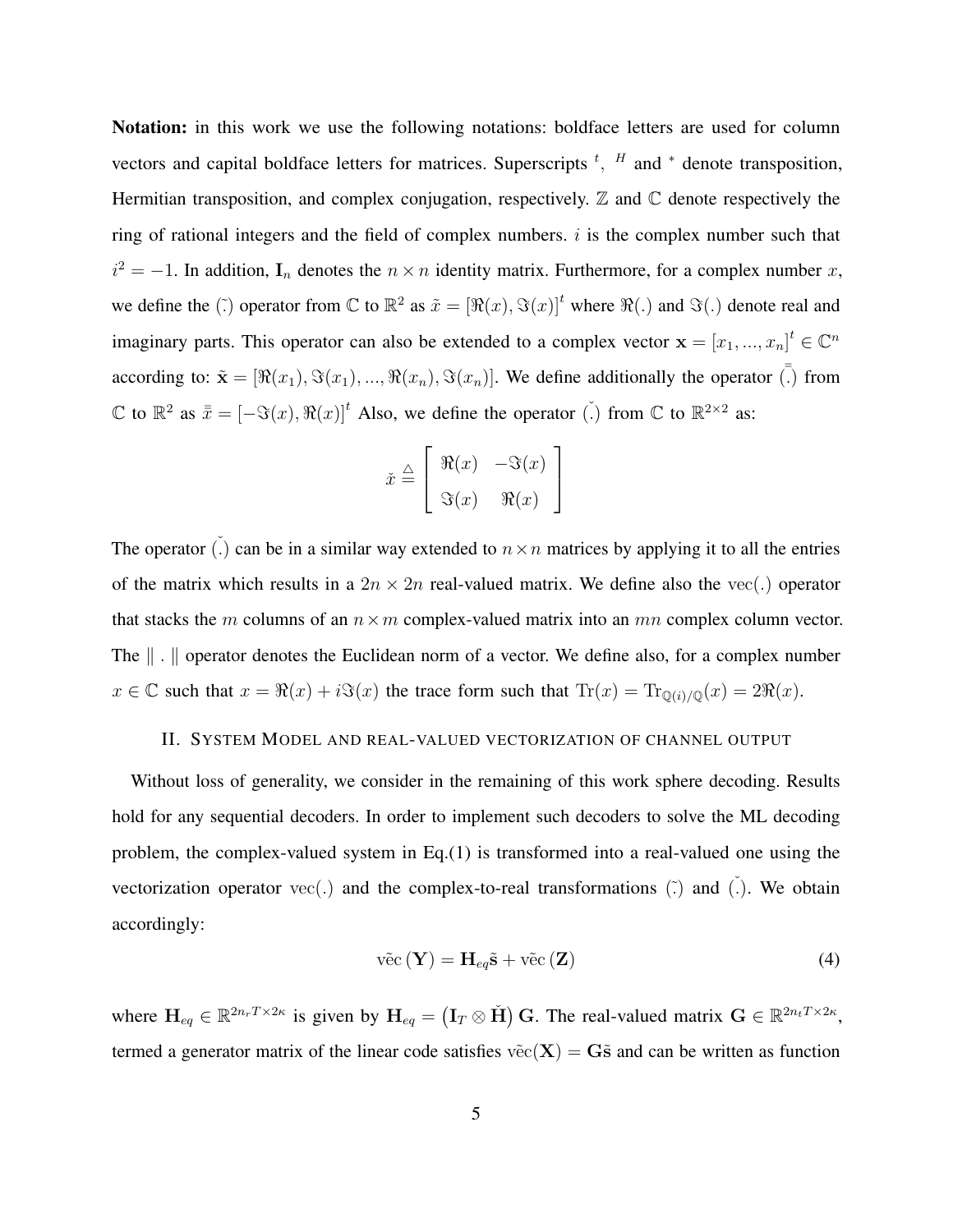**Notation:** in this work we use the following notations: boldface letters are used for column vectors and capital boldface letters for matrices. Superscripts $^t$, $^H$ and $^*$ denote transposition, Hermitian transposition, and complex conjugation, respectively. $\mathbb{Z}$ and $\mathbb{C}$ denote respectively the ring of rational integers and the field of complex numbers. $i$ is the complex number such that $i^2 = -1$. In addition, $\mathbf{I}_n$ denotes the $n \times n$ identity matrix. Furthermore, for a complex number $x$, we define the $\tilde{(.)}$ operator from $\mathbb{C}$ to $\mathbb{R}^2$ as $\tilde{x} = [\Re(x), \Im(x)]^t$ where $\Re(.)$ and $\Im(.)$ denote real and imaginary parts. This operator can also be extended to a complex vector $\mathbf{x} = [x_1, ..., x_n]^t \in \mathbb{C}^n$ according to: $\tilde{\mathbf{x}} = [\Re(x_1), \Im(x_1), ..., \Re(x_n), \Im(x_n)]$. We define additionally the operator $\bar{\bar{(.)}}$ from $\mathbb{C}$ to $\mathbb{R}^2$ as $\bar{\bar{x}} = [-\Im(x), \Re(x)]^t$ Also, we define the operator $\check{(.)}$ from $\mathbb{C}$ to $\mathbb{R}^{2\times 2}$ as:

$$\check{x} \triangleq \begin{bmatrix} \Re(x) & -\Im(x) \\ \Im(x) & \Re(x) \end{bmatrix}$$

The operator $\check{(.)}$ can be in a similar way extended to $n \times n$ matrices by applying it to all the entries of the matrix which results in a $2n \times 2n$ real-valued matrix. We define also the $\text{vec}(.)$ operator that stacks the $m$ columns of an $n \times m$ complex-valued matrix into an $mn$ complex column vector. The $\| \, . \, \|$ operator denotes the Euclidean norm of a vector. We define also, for a complex number $x \in \mathbb{C}$ such that $x = \Re(x) + i\Im(x)$ the trace form such that $\text{Tr}(x) = \text{Tr}_{\mathbb{Q}(i)/\mathbb{Q}}(x) = 2\Re(x)$.

## II. System Model and real-valued vectorization of channel output

Without loss of generality, we consider in the remaining of this work sphere decoding. Results hold for any sequential decoders. In order to implement such decoders to solve the ML decoding problem, the complex-valued system in Eq.(1) is transformed into a real-valued one using the vectorization operator $\text{vec}(.)$ and the complex-to-real transformations $\tilde{(.)}$ and $\check{(.)}$. We obtain accordingly:

$$\tilde{\text{vec}}\left(\mathbf{Y}\right) = \mathbf{H}_{eq}\tilde{\mathbf{s}} + \tilde{\text{vec}}\left(\mathbf{Z}\right) \tag{4}$$

where $\mathbf{H}_{eq} \in \mathbb{R}^{2n_rT \times 2\kappa}$ is given by $\mathbf{H}_{eq} = \left(\mathbf{I}_T \otimes \check{\mathbf{H}}\right)\mathbf{G}$. The real-valued matrix $\mathbf{G} \in \mathbb{R}^{2n_tT \times 2\kappa}$, termed a generator matrix of the linear code satisfies $\tilde{\text{vec}}(\mathbf{X}) = \mathbf{G}\tilde{\mathbf{s}}$ and can be written as function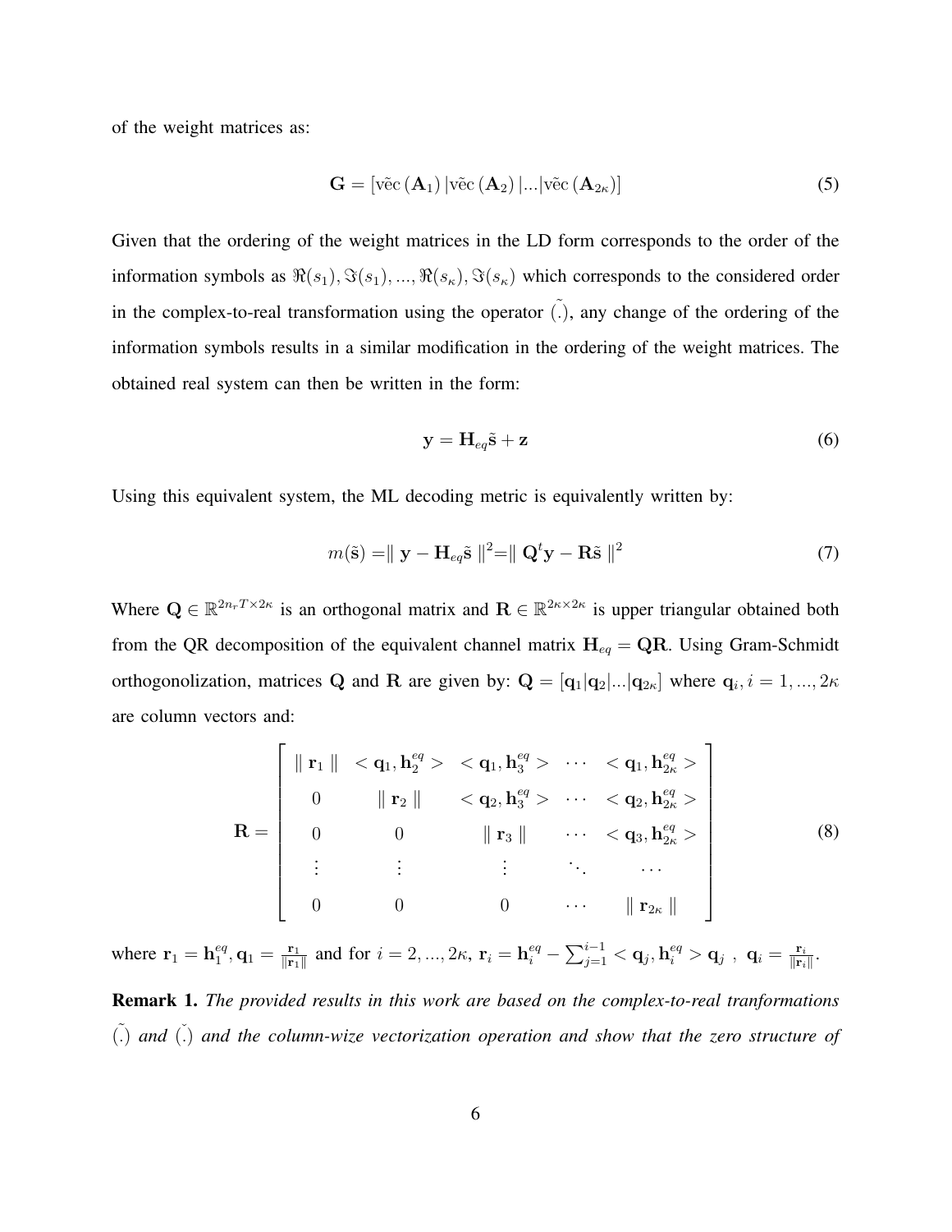of the weight matrices as:

$$\mathbf{G} = \left[\tilde{\text{vec}}\left(\mathbf{A}_1\right)|\tilde{\text{vec}}\left(\mathbf{A}_2\right)|...|\tilde{\text{vec}}\left(\mathbf{A}_{2\kappa}\right)\right] \tag{5}$$

Given that the ordering of the weight matrices in the LD form corresponds to the order of the information symbols as $\Re(s_1), \Im(s_1), ..., \Re(s_\kappa), \Im(s_\kappa)$ which corresponds to the considered order in the complex-to-real transformation using the operator $\tilde{(.)}$, any change of the ordering of the information symbols results in a similar modification in the ordering of the weight matrices. The obtained real system can then be written in the form:

$$\mathbf{y} = \mathbf{H}_{eq}\tilde{\mathbf{s}} + \mathbf{z} \tag{6}$$

Using this equivalent system, the ML decoding metric is equivalently written by:

$$m(\tilde{\mathbf{s}}) = \parallel \mathbf{y} - \mathbf{H}_{eq}\tilde{\mathbf{s}} \parallel^2 = \parallel \mathbf{Q}^t\mathbf{y} - \mathbf{R}\tilde{\mathbf{s}} \parallel^2 \tag{7}$$

Where $\mathbf{Q} \in \mathbb{R}^{2n_rT\times 2\kappa}$ is an orthogonal matrix and $\mathbf{R} \in \mathbb{R}^{2\kappa\times 2\kappa}$ is upper triangular obtained both from the QR decomposition of the equivalent channel matrix $\mathbf{H}_{eq} = \mathbf{QR}$. Using Gram-Schmidt orthogonolization, matrices $\mathbf{Q}$ and $\mathbf{R}$ are given by: $\mathbf{Q} = [\mathbf{q}_1|\mathbf{q}_2|...|\mathbf{q}_{2\kappa}]$ where $\mathbf{q}_i, i = 1, ..., 2\kappa$ are column vectors and:

$$\mathbf{R} = \begin{bmatrix} \parallel \mathbf{r}_1 \parallel & <\mathbf{q}_1, \mathbf{h}_2^{eq}> & <\mathbf{q}_1, \mathbf{h}_3^{eq}> & \cdots & <\mathbf{q}_1, \mathbf{h}_{2\kappa}^{eq}> \\ 0 & \parallel \mathbf{r}_2 \parallel & <\mathbf{q}_2, \mathbf{h}_3^{eq}> & \cdots & <\mathbf{q}_2, \mathbf{h}_{2\kappa}^{eq}> \\ 0 & 0 & \parallel \mathbf{r}_3 \parallel & \cdots & <\mathbf{q}_3, \mathbf{h}_{2\kappa}^{eq}> \\ \vdots & \vdots & \vdots & \ddots & \cdots \\ 0 & 0 & 0 & \cdots & \parallel \mathbf{r}_{2\kappa} \parallel \end{bmatrix} \tag{8}$$

where $\mathbf{r}_1 = \mathbf{h}_1^{eq}, \mathbf{q}_1 = \frac{\mathbf{r}_1}{\|\mathbf{r}_1\|}$ and for $i = 2, ..., 2\kappa$, $\mathbf{r}_i = \mathbf{h}_i^{eq} - \sum_{j=1}^{i-1} <\mathbf{q}_j, \mathbf{h}_i^{eq}> \mathbf{q}_j$ , $\mathbf{q}_i = \frac{\mathbf{r}_i}{\|\mathbf{r}_i\|}$.

**Remark 1.** *The provided results in this work are based on the complex-to-real tranformations* $\tilde{(.)}$ *and* $\check{(.)}$ *and the column-wize vectorization operation and show that the zero structure of*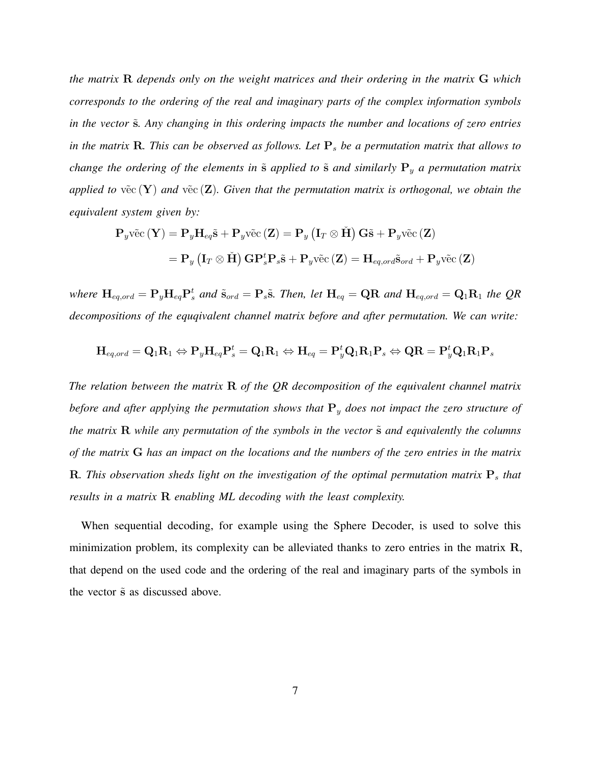*the matrix $\mathbf{R}$ depends only on the weight matrices and their ordering in the matrix $\mathbf{G}$ which corresponds to the ordering of the real and imaginary parts of the complex information symbols in the vector $\tilde{\mathbf{s}}$. Any changing in this ordering impacts the number and locations of zero entries in the matrix $\mathbf{R}$. This can be observed as follows. Let $\mathbf{P}_s$ be a permutation matrix that allows to change the ordering of the elements in $\tilde{\mathbf{s}}$ applied to $\tilde{\mathbf{s}}$ and similarly $\mathbf{P}_y$ a permutation matrix applied to $\check{\text{vec}}(\mathbf{Y})$ and $\check{\text{vec}}(\mathbf{Z})$. Given that the permutation matrix is orthogonal, we obtain the equivalent system given by:*

$$
\begin{aligned}
\mathbf{P}_y \check{\text{vec}}(\mathbf{Y}) &= \mathbf{P}_y \mathbf{H}_{eq} \tilde{\mathbf{s}} + \mathbf{P}_y \check{\text{vec}}(\mathbf{Z}) = \mathbf{P}_y \left( \mathbf{I}_T \otimes \check{\mathbf{H}} \right) \mathbf{G} \tilde{\mathbf{s}} + \mathbf{P}_y \check{\text{vec}}(\mathbf{Z}) \\
&= \mathbf{P}_y \left( \mathbf{I}_T \otimes \check{\mathbf{H}} \right) \mathbf{G} \mathbf{P}_s^t \mathbf{P}_s \tilde{\mathbf{s}} + \mathbf{P}_y \check{\text{vec}}(\mathbf{Z}) = \mathbf{H}_{eq,ord} \tilde{\mathbf{s}}_{ord} + \mathbf{P}_y \check{\text{vec}}(\mathbf{Z})
\end{aligned}
$$

*where $\mathbf{H}_{eq,ord} = \mathbf{P}_y \mathbf{H}_{eq} \mathbf{P}_s^t$ and $\tilde{\mathbf{s}}_{ord} = \mathbf{P}_s \tilde{\mathbf{s}}$. Then, let $\mathbf{H}_{eq} = \mathbf{Q}\mathbf{R}$ and $\mathbf{H}_{eq,ord} = \mathbf{Q}_1 \mathbf{R}_1$ the QR decompositions of the equqivalent channel matrix before and after permutation. We can write:*

$$
\mathbf{H}_{eq,ord} = \mathbf{Q}_1 \mathbf{R}_1 \Leftrightarrow \mathbf{P}_y \mathbf{H}_{eq} \mathbf{P}_s^t = \mathbf{Q}_1 \mathbf{R}_1 \Leftrightarrow \mathbf{H}_{eq} = \mathbf{P}_y^t \mathbf{Q}_1 \mathbf{R}_1 \mathbf{P}_s \Leftrightarrow \mathbf{Q}\mathbf{R} = \mathbf{P}_y^t \mathbf{Q}_1 \mathbf{R}_1 \mathbf{P}_s
$$

*The relation between the matrix $\mathbf{R}$ of the QR decomposition of the equivalent channel matrix before and after applying the permutation shows that $\mathbf{P}_y$ does not impact the zero structure of the matrix $\mathbf{R}$ while any permutation of the symbols in the vector $\tilde{\mathbf{s}}$ and equivalently the columns of the matrix $\mathbf{G}$ has an impact on the locations and the numbers of the zero entries in the matrix $\mathbf{R}$. This observation sheds light on the investigation of the optimal permutation matrix $\mathbf{P}_s$ that results in a matrix $\mathbf{R}$ enabling ML decoding with the least complexity.*

When sequential decoding, for example using the Sphere Decoder, is used to solve this minimization problem, its complexity can be alleviated thanks to zero entries in the matrix $\mathbf{R}$, that depend on the used code and the ordering of the real and imaginary parts of the symbols in the vector $\tilde{\mathbf{s}}$ as discussed above.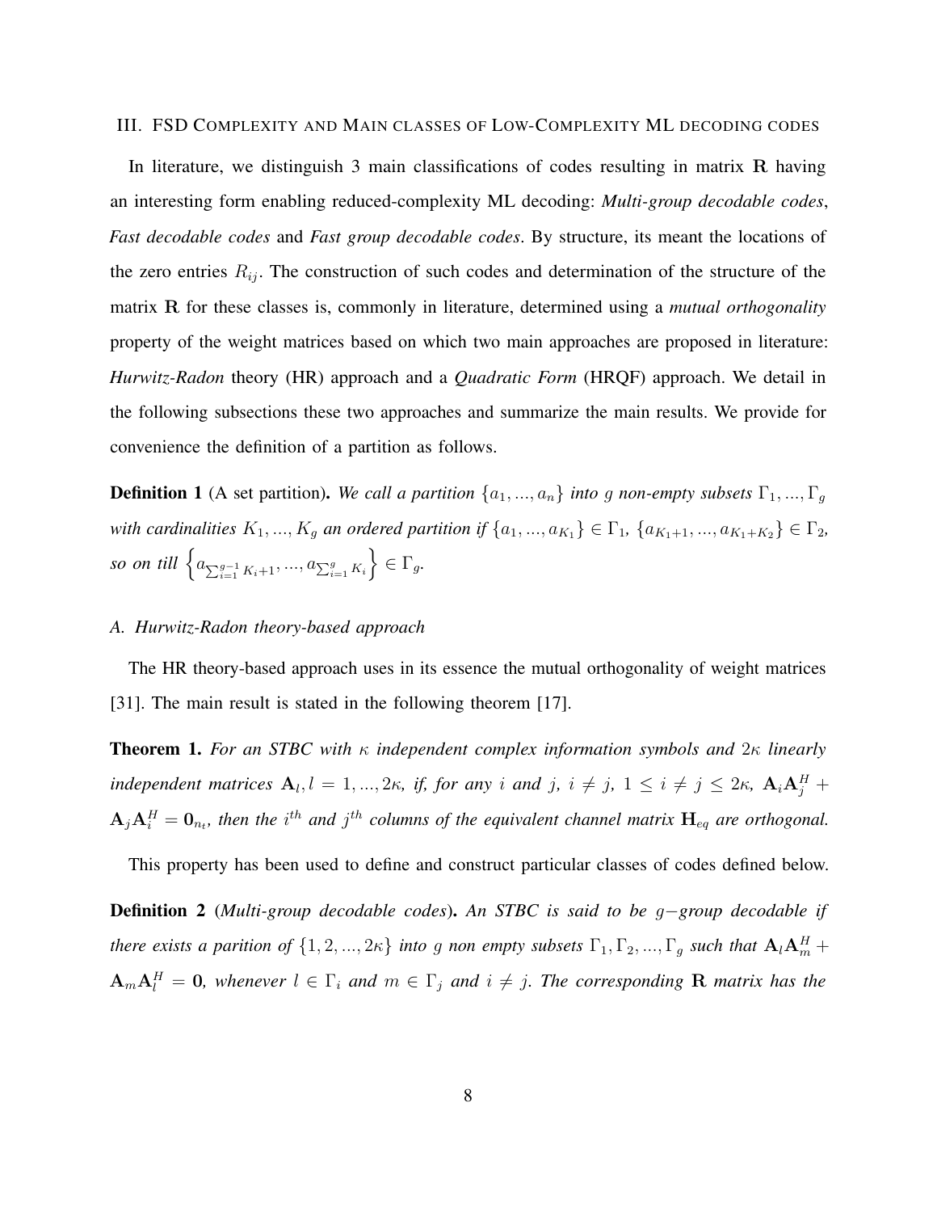## III. FSD Complexity and Main classes of Low-Complexity ML decoding codes

In literature, we distinguish 3 main classifications of codes resulting in matrix $\mathbf{R}$ having an interesting form enabling reduced-complexity ML decoding: *Multi-group decodable codes*, *Fast decodable codes* and *Fast group decodable codes*. By structure, its meant the locations of the zero entries $R_{ij}$. The construction of such codes and determination of the structure of the matrix $\mathbf{R}$ for these classes is, commonly in literature, determined using a *mutual orthogonality* property of the weight matrices based on which two main approaches are proposed in literature: *Hurwitz-Radon* theory (HR) approach and a *Quadratic Form* (HRQF) approach. We detail in the following subsections these two approaches and summarize the main results. We provide for convenience the definition of a partition as follows.

**Definition 1** (A set partition). *We call a partition $\{a_1, ..., a_n\}$ into $g$ non-empty subsets $\Gamma_1, ..., \Gamma_g$ with cardinalities $K_1, ..., K_g$ an ordered partition if $\{a_1, ..., a_{K_1}\} \in \Gamma_1$, $\{a_{K_1+1}, ..., a_{K_1+K_2}\} \in \Gamma_2$, so on till $\left\{a_{\sum_{i=1}^{g-1} K_i+1}, ..., a_{\sum_{i=1}^{g} K_i}\right\} \in \Gamma_g$.*

### A. Hurwitz-Radon theory-based approach

The HR theory-based approach uses in its essence the mutual orthogonality of weight matrices [31]. The main result is stated in the following theorem [17].

**Theorem 1.** *For an STBC with $\kappa$ independent complex information symbols and $2\kappa$ linearly independent matrices $\mathbf{A}_l, l = 1, ..., 2\kappa$, if, for any $i$ and $j$, $i \neq j$, $1 \leq i \neq j \leq 2\kappa$, $\mathbf{A}_i\mathbf{A}_j^H + \mathbf{A}_j\mathbf{A}_i^H = \mathbf{0}_{n_t}$, then the $i^{th}$ and $j^{th}$ columns of the equivalent channel matrix $\mathbf{H}_{eq}$ are orthogonal.*

This property has been used to define and construct particular classes of codes defined below.

**Definition 2** (*Multi-group decodable codes*). *An STBC is said to be $g-$group decodable if there exists a parition of $\{1, 2, ..., 2\kappa\}$ into $g$ non empty subsets $\Gamma_1, \Gamma_2, ..., \Gamma_g$ such that $\mathbf{A}_l\mathbf{A}_m^H + \mathbf{A}_m\mathbf{A}_l^H = \mathbf{0}$, whenever $l \in \Gamma_i$ and $m \in \Gamma_j$ and $i \neq j$. The corresponding $\mathbf{R}$ matrix has the*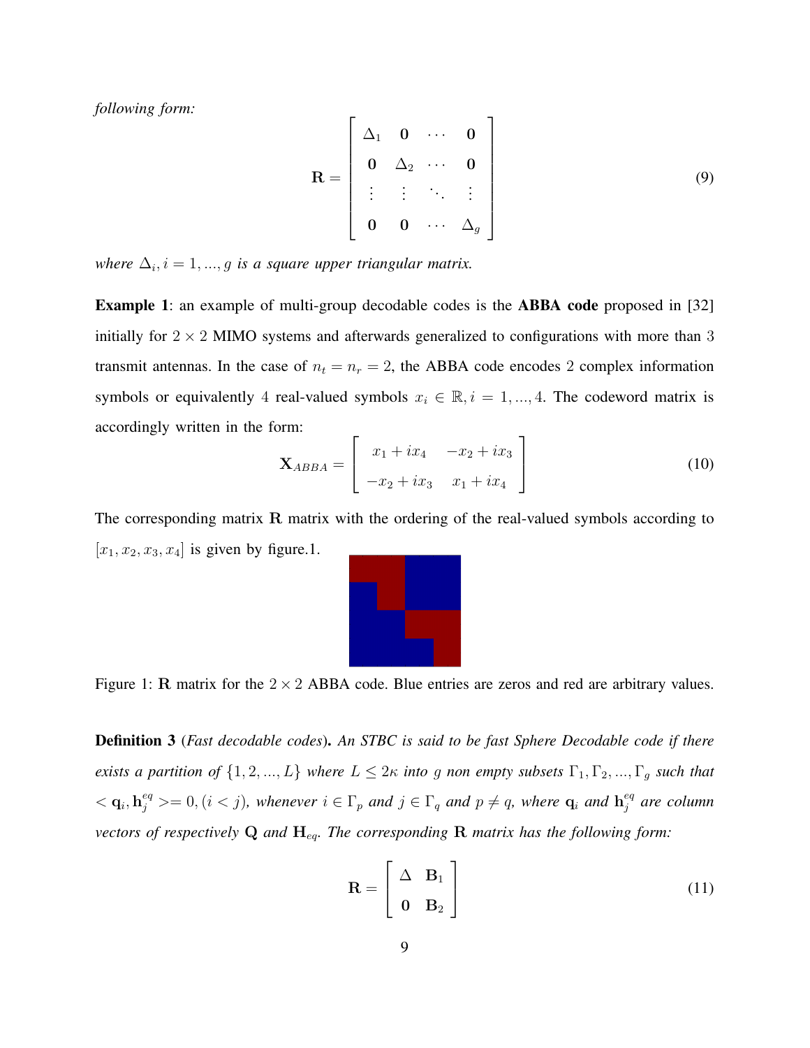*following form:*

$$\mathbf{R} = \begin{bmatrix} \Delta_1 & \mathbf{0} & \cdots & \mathbf{0} \\ \mathbf{0} & \Delta_2 & \cdots & \mathbf{0} \\ \vdots & \vdots & \ddots & \vdots \\ \mathbf{0} & \mathbf{0} & \cdots & \Delta_g \end{bmatrix} \tag{9}$$

*where $\Delta_i, i = 1, ..., g$ is a square upper triangular matrix.*

**Example 1**: an example of multi-group decodable codes is the **ABBA code** proposed in [32] initially for $2 \times 2$ MIMO systems and afterwards generalized to configurations with more than 3 transmit antennas. In the case of $n_t = n_r = 2$, the ABBA code encodes 2 complex information symbols or equivalently 4 real-valued symbols $x_i \in \mathbb{R}, i = 1, ..., 4$. The codeword matrix is accordingly written in the form:

$$\mathbf{X}_{ABBA} = \begin{bmatrix} x_1 + ix_4 & -x_2 + ix_3 \\ -x_2 + ix_3 & x_1 + ix_4 \end{bmatrix} \tag{10}$$

The corresponding matrix $\mathbf{R}$ matrix with the ordering of the real-valued symbols according to $[x_1, x_2, x_3, x_4]$ is given by figure.1.

Figure 1: $\mathbf{R}$ matrix for the $2 \times 2$ ABBA code. Blue entries are zeros and red are arbitrary values.

**Definition 3** (*Fast decodable codes*)**.** *An STBC is said to be fast Sphere Decodable code if there exists a partition of $\{1, 2, ..., L\}$ where $L \leq 2\kappa$ into $g$ non empty subsets $\Gamma_1, \Gamma_2, ..., \Gamma_g$ such that $< \mathbf{q}_i, \mathbf{h}_j^{eq} >= 0, (i < j)$, whenever $i \in \Gamma_p$ and $j \in \Gamma_q$ and $p \neq q$, where $\mathbf{q}_i$ and $\mathbf{h}_j^{eq}$ are column vectors of respectively $\mathbf{Q}$ and $\mathbf{H}_{eq}$. The corresponding $\mathbf{R}$ matrix has the following form:*

$$\mathbf{R} = \begin{bmatrix} \Delta & \mathbf{B}_1 \\ \mathbf{0} & \mathbf{B}_2 \end{bmatrix} \tag{11}$$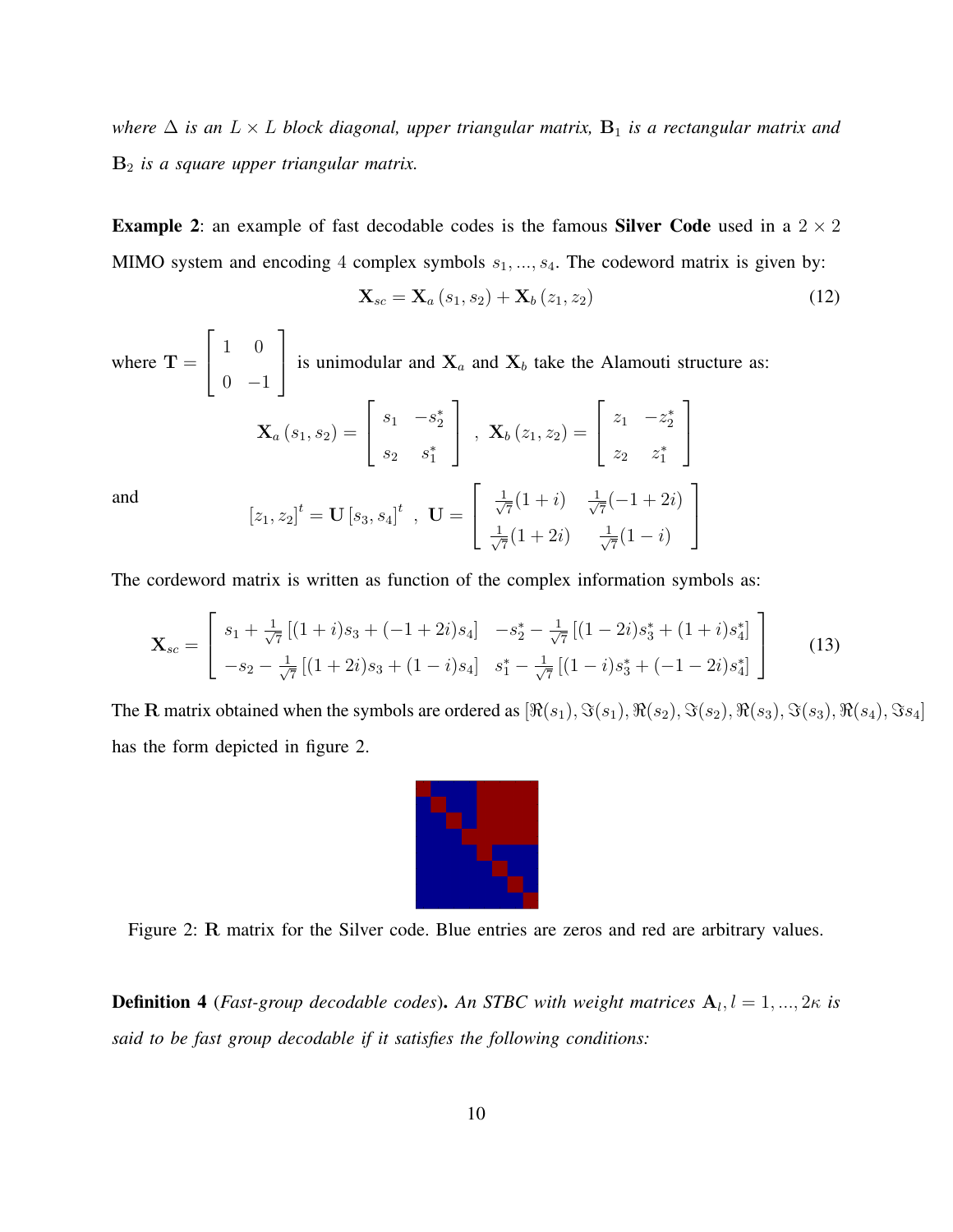*where $\Delta$ is an $L \times L$ block diagonal, upper triangular matrix, $\mathbf{B}_1$ is a rectangular matrix and $\mathbf{B}_2$ is a square upper triangular matrix.*

**Example 2**: an example of fast decodable codes is the famous **Silver Code** used in a $2 \times 2$ MIMO system and encoding $4$ complex symbols $s_1, ..., s_4$. The codeword matrix is given by:

$$\mathbf{X}_{sc} = \mathbf{X}_a\left(s_1, s_2\right) + \mathbf{X}_b\left(z_1, z_2\right) \tag{12}$$

where $\mathbf{T} = \begin{bmatrix} 1 & 0 \\ 0 & -1 \end{bmatrix}$ is unimodular and $\mathbf{X}_a$ and $\mathbf{X}_b$ take the Alamouti structure as:

$$\mathbf{X}_a\left(s_1, s_2\right) = \begin{bmatrix} s_1 & -s_2^* \\ s_2 & s_1^* \end{bmatrix} \ , \ \mathbf{X}_b\left(z_1, z_2\right) = \begin{bmatrix} z_1 & -z_2^* \\ z_2 & z_1^* \end{bmatrix}$$

and

$$\left[z_1, z_2\right]^t = \mathbf{U}\left[s_3, s_4\right]^t \ , \ \mathbf{U} = \begin{bmatrix} \frac{1}{\sqrt{7}}(1+i) & \frac{1}{\sqrt{7}}(-1+2i) \\ \frac{1}{\sqrt{7}}(1+2i) & \frac{1}{\sqrt{7}}(1-i) \end{bmatrix}$$

The cordeword matrix is written as function of the complex information symbols as:

$$\mathbf{X}_{sc} = \begin{bmatrix} s_1 + \frac{1}{\sqrt{7}}\left[(1+i)s_3 + (-1+2i)s_4\right] & -s_2^* - \frac{1}{\sqrt{7}}\left[(1-2i)s_3^* + (1+i)s_4^*\right] \\ -s_2 - \frac{1}{\sqrt{7}}\left[(1+2i)s_3 + (1-i)s_4\right] & s_1^* - \frac{1}{\sqrt{7}}\left[(1-i)s_3^* + (-1-2i)s_4^*\right] \end{bmatrix} \tag{13}$$

The $\mathbf{R}$ matrix obtained when the symbols are ordered as $[\Re(s_1), \Im(s_1), \Re(s_2), \Im(s_2), \Re(s_3), \Im(s_3), \Re(s_4), \Im s_4]$ has the form depicted in figure 2.

Figure 2: $\mathbf{R}$ matrix for the Silver code. Blue entries are zeros and red are arbitrary values.

**Definition 4** (*Fast-group decodable codes*)**.** *An STBC with weight matrices $\mathbf{A}_l, l = 1, ..., 2\kappa$ is said to be fast group decodable if it satisfies the following conditions:*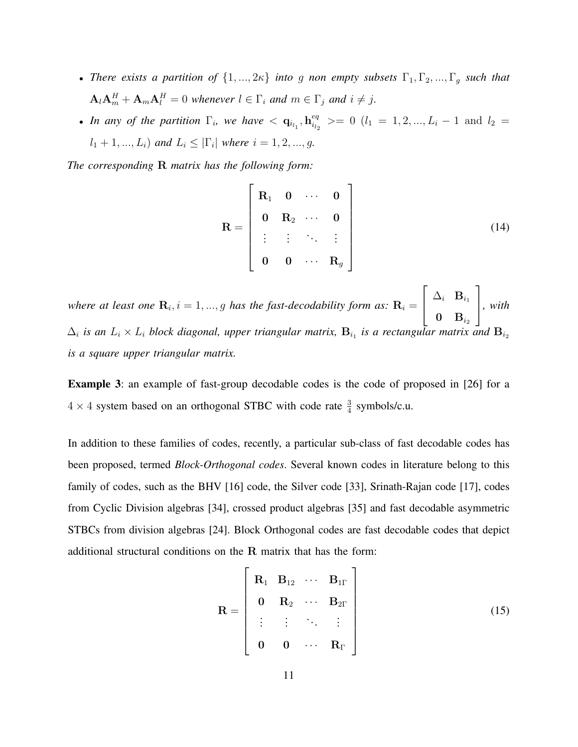- *There exists a partition of $\{1, ..., 2\kappa\}$ into $g$ non empty subsets $\Gamma_1, \Gamma_2, ..., \Gamma_g$ such that $\mathbf{A}_l\mathbf{A}_m^H + \mathbf{A}_m\mathbf{A}_l^H = 0$ whenever $l \in \Gamma_i$ and $m \in \Gamma_j$ and $i \neq j$.*
- *In any of the partition $\Gamma_i$, we have $< \mathbf{q}_{i_{l_1}}, \mathbf{h}^{eq}_{i_{l_2}} >= 0$ ($l_1 = 1, 2, ..., L_i - 1$ and $l_2 = l_1 + 1, ..., L_i$) and $L_i \leq |\Gamma_i|$ where $i = 1, 2, ..., g$.*

*The corresponding $\mathbf{R}$ matrix has the following form:*

$$\mathbf{R} = \begin{bmatrix} \mathbf{R}_1 & \mathbf{0} & \cdots & \mathbf{0} \\ \mathbf{0} & \mathbf{R}_2 & \cdots & \mathbf{0} \\ \vdots & \vdots & \ddots & \vdots \\ \mathbf{0} & \mathbf{0} & \cdots & \mathbf{R}_g \end{bmatrix} \tag{14}$$

*where at least one $\mathbf{R}_i, i = 1, ..., g$ has the fast-decodability form as: $\mathbf{R}_i = \begin{bmatrix} \Delta_i & \mathbf{B}_{i_1} \\ \mathbf{0} & \mathbf{B}_{i_2} \end{bmatrix}$, with $\Delta_i$ is an $L_i \times L_i$ block diagonal, upper triangular matrix, $\mathbf{B}_{i_1}$ is a rectangular matrix and $\mathbf{B}_{i_2}$ is a square upper triangular matrix.*

**Example 3**: an example of fast-group decodable codes is the code of proposed in [26] for a $4 \times 4$ system based on an orthogonal STBC with code rate $\frac{3}{4}$ symbols/c.u.

In addition to these families of codes, recently, a particular sub-class of fast decodable codes has been proposed, termed *Block-Orthogonal codes*. Several known codes in literature belong to this family of codes, such as the BHV [16] code, the Silver code [33], Srinath-Rajan code [17], codes from Cyclic Division algebras [34], crossed product algebras [35] and fast decodable asymmetric STBCs from division algebras [24]. Block Orthogonal codes are fast decodable codes that depict additional structural conditions on the $\mathbf{R}$ matrix that has the form:

$$\mathbf{R} = \begin{bmatrix} \mathbf{R}_1 & \mathbf{B}_{12} & \cdots & \mathbf{B}_{1\Gamma} \\ \mathbf{0} & \mathbf{R}_2 & \cdots & \mathbf{B}_{2\Gamma} \\ \vdots & \vdots & \ddots & \vdots \\ \mathbf{0} & \mathbf{0} & \cdots & \mathbf{R}_\Gamma \end{bmatrix} \tag{15}$$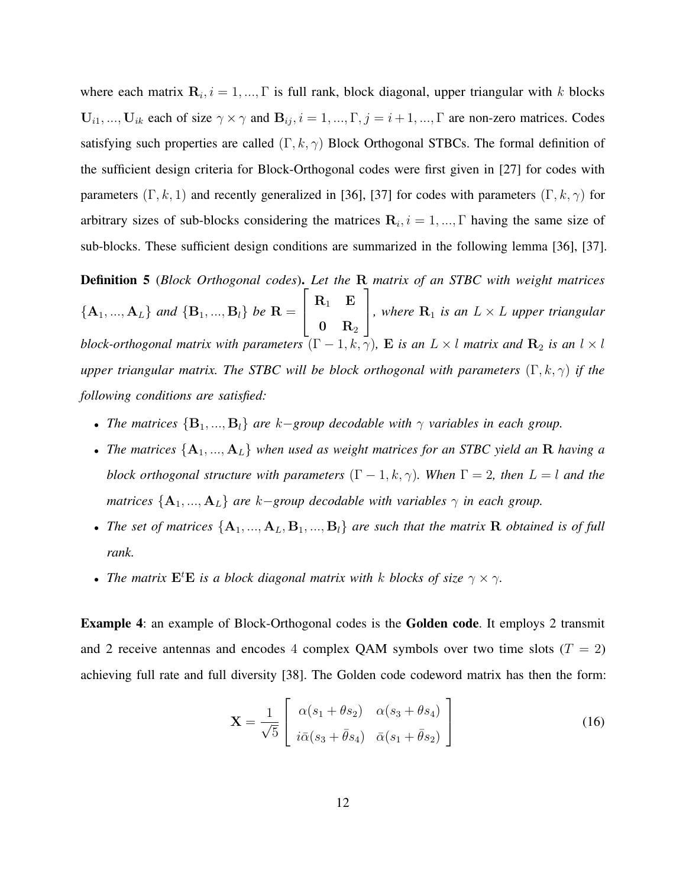where each matrix $\mathbf{R}_i, i = 1, ..., \Gamma$ is full rank, block diagonal, upper triangular with $k$ blocks $\mathbf{U}_{i1}, ..., \mathbf{U}_{ik}$ each of size $\gamma \times \gamma$ and $\mathbf{B}_{ij}, i = 1, ..., \Gamma, j = i+1, ..., \Gamma$ are non-zero matrices. Codes satisfying such properties are called $(\Gamma, k, \gamma)$ Block Orthogonal STBCs. The formal definition of the sufficient design criteria for Block-Orthogonal codes were first given in [27] for codes with parameters $(\Gamma, k, 1)$ and recently generalized in [36], [37] for codes with parameters $(\Gamma, k, \gamma)$ for arbitrary sizes of sub-blocks considering the matrices $\mathbf{R}_i, i = 1, ..., \Gamma$ having the same size of sub-blocks. These sufficient design conditions are summarized in the following lemma [36], [37].

**Definition 5** (*Block Orthogonal codes*). *Let the* $\mathbf{R}$ *matrix of an STBC with weight matrices* $\{\mathbf{A}_1, ..., \mathbf{A}_L\}$ *and* $\{\mathbf{B}_1, ..., \mathbf{B}_l\}$ *be* $\mathbf{R} = \begin{bmatrix} \mathbf{R}_1 & \mathbf{E} \\ \mathbf{0} & \mathbf{R}_2 \end{bmatrix}$*, where* $\mathbf{R}_1$ *is an* $L \times L$ *upper triangular block-orthogonal matrix with parameters* $(\Gamma - 1, k, \gamma)$*,* $\mathbf{E}$ *is an* $L \times l$ *matrix and* $\mathbf{R}_2$ *is an* $l \times l$ *upper triangular matrix. The STBC will be block orthogonal with parameters* $(\Gamma, k, \gamma)$ *if the following conditions are satisfied:*

- *The matrices* $\{\mathbf{B}_1, ..., \mathbf{B}_l\}$ *are* $k-$*group decodable with* $\gamma$ *variables in each group.*
- *The matrices* $\{\mathbf{A}_1, ..., \mathbf{A}_L\}$ *when used as weight matrices for an STBC yield an* $\mathbf{R}$ *having a block orthogonal structure with parameters* $(\Gamma - 1, k, \gamma)$*. When* $\Gamma = 2$*, then* $L = l$ *and the matrices* $\{\mathbf{A}_1, ..., \mathbf{A}_L\}$ *are* $k-$*group decodable with variables* $\gamma$ *in each group.*
- *The set of matrices* $\{\mathbf{A}_1, ..., \mathbf{A}_L, \mathbf{B}_1, ..., \mathbf{B}_l\}$ *are such that the matrix* $\mathbf{R}$ *obtained is of full rank.*
- *The matrix* $\mathbf{E}^t\mathbf{E}$ *is a block diagonal matrix with* $k$ *blocks of size* $\gamma \times \gamma$*.*

**Example 4**: an example of Block-Orthogonal codes is the **Golden code**. It employs 2 transmit and 2 receive antennas and encodes 4 complex QAM symbols over two time slots ($T = 2$) achieving full rate and full diversity [38]. The Golden code codeword matrix has then the form:

$$\mathbf{X} = \frac{1}{\sqrt{5}} \begin{bmatrix} \alpha(s_1 + \theta s_2) & \alpha(s_3 + \theta s_4) \\ i\bar{\alpha}(s_3 + \bar{\theta} s_4) & \bar{\alpha}(s_1 + \bar{\theta} s_2) \end{bmatrix} \tag{16}$$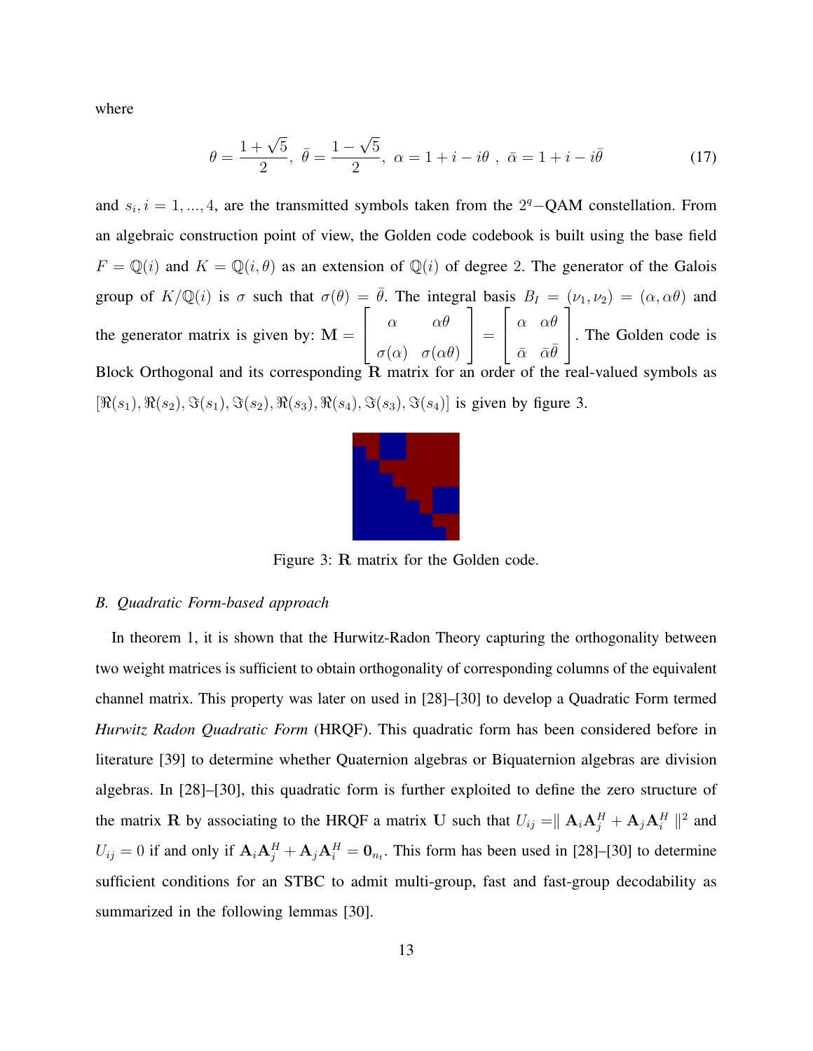where

$$\theta = \frac{1+\sqrt{5}}{2},\ \bar{\theta} = \frac{1-\sqrt{5}}{2},\ \alpha = 1+i-i\theta\ ,\ \bar{\alpha} = 1+i-i\bar{\theta} \tag{17}$$

and $s_i, i = 1, ..., 4$, are the transmitted symbols taken from the $2^q-$QAM constellation. From an algebraic construction point of view, the Golden code codebook is built using the base field $F = \mathbb{Q}(i)$ and $K = \mathbb{Q}(i, \theta)$ as an extension of $\mathbb{Q}(i)$ of degree 2. The generator of the Galois group of $K/\mathbb{Q}(i)$ is $\sigma$ such that $\sigma(\theta) = \bar{\theta}$. The integral basis $B_I = (\nu_1, \nu_2) = (\alpha, \alpha\theta)$ and the generator matrix is given by: $\mathbf{M} = \begin{bmatrix} \alpha & \alpha\theta \\ \sigma(\alpha) & \sigma(\alpha\theta) \end{bmatrix} = \begin{bmatrix} \alpha & \alpha\theta \\ \bar{\alpha} & \bar{\alpha}\bar{\theta} \end{bmatrix}$. The Golden code is Block Orthogonal and its corresponding $\mathbf{R}$ matrix for an order of the real-valued symbols as $[\Re(s_1), \Re(s_2), \Im(s_1), \Im(s_2), \Re(s_3), \Re(s_4), \Im(s_3), \Im(s_4)]$ is given by figure 3.

Figure 3: $\mathbf{R}$ matrix for the Golden code.

### B. Quadratic Form-based approach

In theorem 1, it is shown that the Hurwitz-Radon Theory capturing the orthogonality between two weight matrices is sufficient to obtain orthogonality of corresponding columns of the equivalent channel matrix. This property was later on used in [28]–[30] to develop a Quadratic Form termed *Hurwitz Radon Quadratic Form* (HRQF). This quadratic form has been considered before in literature [39] to determine whether Quaternion algebras or Biquaternion algebras are division algebras. In [28]–[30], this quadratic form is further exploited to define the zero structure of the matrix $\mathbf{R}$ by associating to the HRQF a matrix $\mathbf{U}$ such that $U_{ij} = \| \mathbf{A}_i\mathbf{A}_j^H + \mathbf{A}_j\mathbf{A}_i^H \|^2$ and $U_{ij} = 0$ if and only if $\mathbf{A}_i\mathbf{A}_j^H + \mathbf{A}_j\mathbf{A}_i^H = \mathbf{0}_{n_t}$. This form has been used in [28]–[30] to determine sufficient conditions for an STBC to admit multi-group, fast and fast-group decodability as summarized in the following lemmas [30].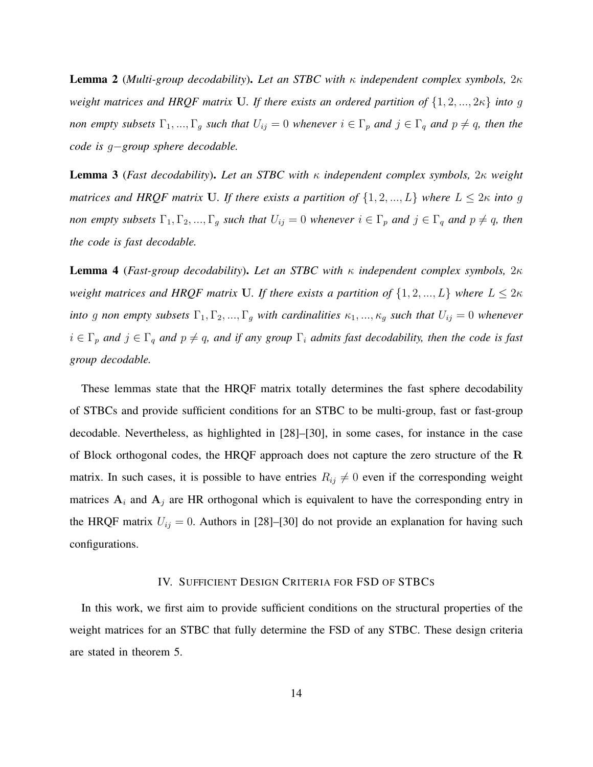**Lemma 2** (*Multi-group decodability*). *Let an STBC with $\kappa$ independent complex symbols, $2\kappa$ weight matrices and HRQF matrix $\mathbf{U}$. If there exists an ordered partition of $\{1, 2, ..., 2\kappa\}$ into $g$ non empty subsets $\Gamma_1, ..., \Gamma_g$ such that $U_{ij} = 0$ whenever $i \in \Gamma_p$ and $j \in \Gamma_q$ and $p \neq q$, then the code is $g-$group sphere decodable.*

**Lemma 3** (*Fast decodability*). *Let an STBC with $\kappa$ independent complex symbols, $2\kappa$ weight matrices and HRQF matrix $\mathbf{U}$. If there exists a partition of $\{1, 2, ..., L\}$ where $L \leq 2\kappa$ into $g$ non empty subsets $\Gamma_1, \Gamma_2, ..., \Gamma_g$ such that $U_{ij} = 0$ whenever $i \in \Gamma_p$ and $j \in \Gamma_q$ and $p \neq q$, then the code is fast decodable.*

**Lemma 4** (*Fast-group decodability*). *Let an STBC with $\kappa$ independent complex symbols, $2\kappa$ weight matrices and HRQF matrix $\mathbf{U}$. If there exists a partition of $\{1, 2, ..., L\}$ where $L \leq 2\kappa$ into $g$ non empty subsets $\Gamma_1, \Gamma_2, ..., \Gamma_g$ with cardinalities $\kappa_1, ..., \kappa_g$ such that $U_{ij} = 0$ whenever $i \in \Gamma_p$ and $j \in \Gamma_q$ and $p \neq q$, and if any group $\Gamma_i$ admits fast decodability, then the code is fast group decodable.*

These lemmas state that the HRQF matrix totally determines the fast sphere decodability of STBCs and provide sufficient conditions for an STBC to be multi-group, fast or fast-group decodable. Nevertheless, as highlighted in [28]–[30], in some cases, for instance in the case of Block orthogonal codes, the HRQF approach does not capture the zero structure of the $\mathbf{R}$ matrix. In such cases, it is possible to have entries $R_{ij} \neq 0$ even if the corresponding weight matrices $\mathbf{A}_i$ and $\mathbf{A}_j$ are HR orthogonal which is equivalent to have the corresponding entry in the HRQF matrix $U_{ij} = 0$. Authors in [28]–[30] do not provide an explanation for having such configurations.

## IV. Sufficient Design Criteria for FSD of STBCs

In this work, we first aim to provide sufficient conditions on the structural properties of the weight matrices for an STBC that fully determine the FSD of any STBC. These design criteria are stated in theorem 5.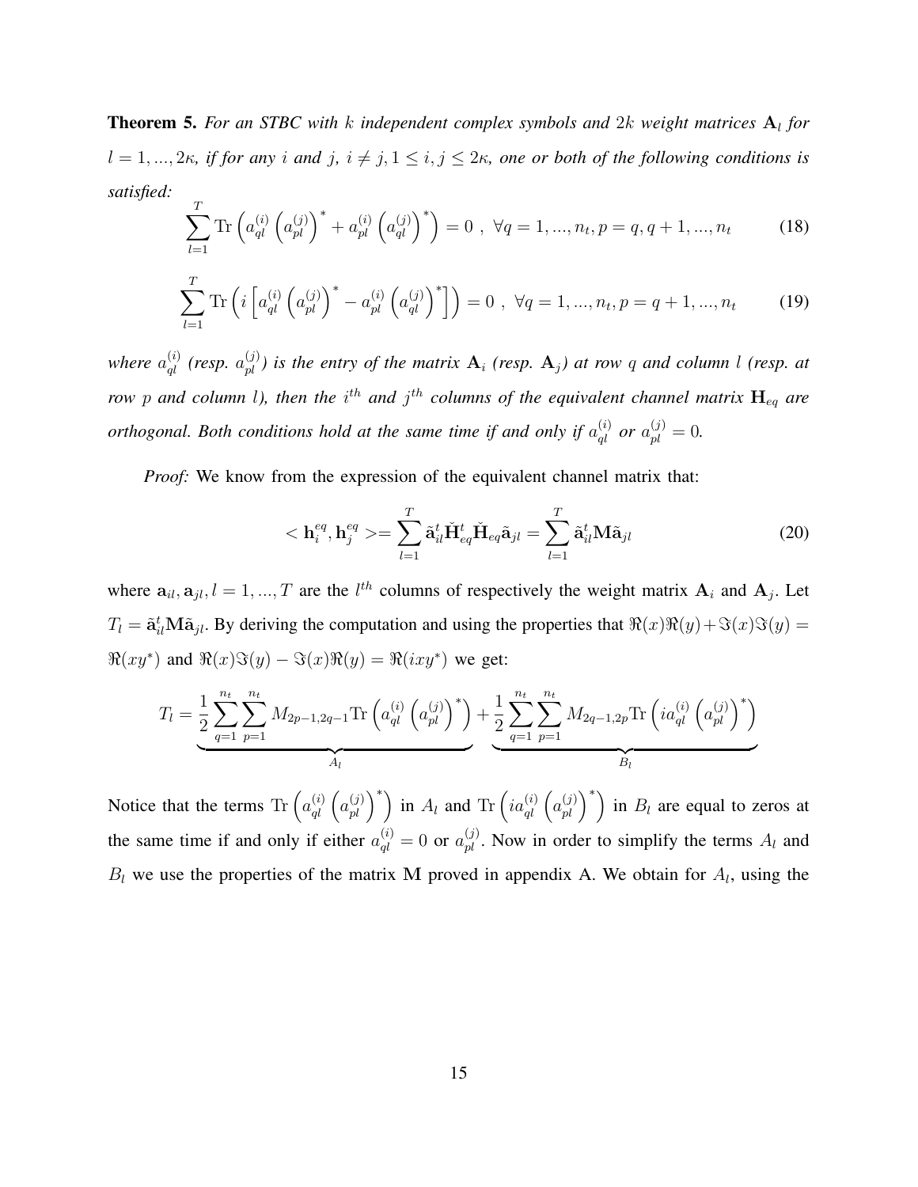**Theorem 5.** *For an STBC with $k$ independent complex symbols and $2k$ weight matrices $\mathbf{A}_l$ for $l = 1, ..., 2\kappa$, if for any $i$ and $j$, $i \neq j, 1 \leq i, j \leq 2\kappa$, one or both of the following conditions is satisfied:*

$$\sum_{l=1}^{T} \text{Tr}\left( a_{ql}^{(i)} \left( a_{pl}^{(j)} \right)^* + a_{pl}^{(i)} \left( a_{ql}^{(j)} \right)^* \right) = 0 \ , \ \forall q = 1, ..., n_t, p = q, q+1, ..., n_t \tag{18}$$

$$\sum_{l=1}^{T} \text{Tr}\left( i \left[ a_{ql}^{(i)} \left( a_{pl}^{(j)} \right)^* - a_{pl}^{(i)} \left( a_{ql}^{(j)} \right)^* \right] \right) = 0 \ , \ \forall q = 1, ..., n_t, p = q+1, ..., n_t \tag{19}$$

*where $a_{ql}^{(i)}$ (resp. $a_{pl}^{(j)}$) is the entry of the matrix $\mathbf{A}_i$ (resp. $\mathbf{A}_j$) at row $q$ and column $l$ (resp. at row $p$ and column $l$), then the $i^{th}$ and $j^{th}$ columns of the equivalent channel matrix $\mathbf{H}_{eq}$ are orthogonal. Both conditions hold at the same time if and only if $a_{ql}^{(i)}$ or $a_{pl}^{(j)} = 0$.*

*Proof:* We know from the expression of the equivalent channel matrix that:

$$< \mathbf{h}_i^{eq}, \mathbf{h}_j^{eq} >= \sum_{l=1}^{T} \tilde{\mathbf{a}}_{il}^t \check{\mathbf{H}}_{eq}^t \check{\mathbf{H}}_{eq} \tilde{\mathbf{a}}_{jl} = \sum_{l=1}^{T} \tilde{\mathbf{a}}_{il}^t \mathbf{M} \tilde{\mathbf{a}}_{jl} \tag{20}$$

where $\mathbf{a}_{il}, \mathbf{a}_{jl}, l = 1, ..., T$ are the $l^{th}$ columns of respectively the weight matrix $\mathbf{A}_i$ and $\mathbf{A}_j$. Let $T_l = \tilde{\mathbf{a}}_{il}^t \mathbf{M} \tilde{\mathbf{a}}_{jl}$. By deriving the computation and using the properties that $\Re(x)\Re(y) + \Im(x)\Im(y) = \Re(xy^*)$ and $\Re(x)\Im(y) - \Im(x)\Re(y) = \Re(ixy^*)$ we get:

$$T_l = \underbrace{\frac{1}{2} \sum_{q=1}^{n_t} \sum_{p=1}^{n_t} M_{2p-1,2q-1} \text{Tr}\left( a_{ql}^{(i)} \left( a_{pl}^{(j)} \right)^* \right)}_{A_l} + \underbrace{\frac{1}{2} \sum_{q=1}^{n_t} \sum_{p=1}^{n_t} M_{2q-1,2p} \text{Tr}\left( i a_{ql}^{(i)} \left( a_{pl}^{(j)} \right)^* \right)}_{B_l}$$

Notice that the terms $\text{Tr}\left( a_{ql}^{(i)} \left( a_{pl}^{(j)} \right)^* \right)$ in $A_l$ and $\text{Tr}\left( i a_{ql}^{(i)} \left( a_{pl}^{(j)} \right)^* \right)$ in $B_l$ are equal to zeros at the same time if and only if either $a_{ql}^{(i)} = 0$ or $a_{pl}^{(j)}$. Now in order to simplify the terms $A_l$ and $B_l$ we use the properties of the matrix $\mathbf{M}$ proved in appendix A. We obtain for $A_l$, using the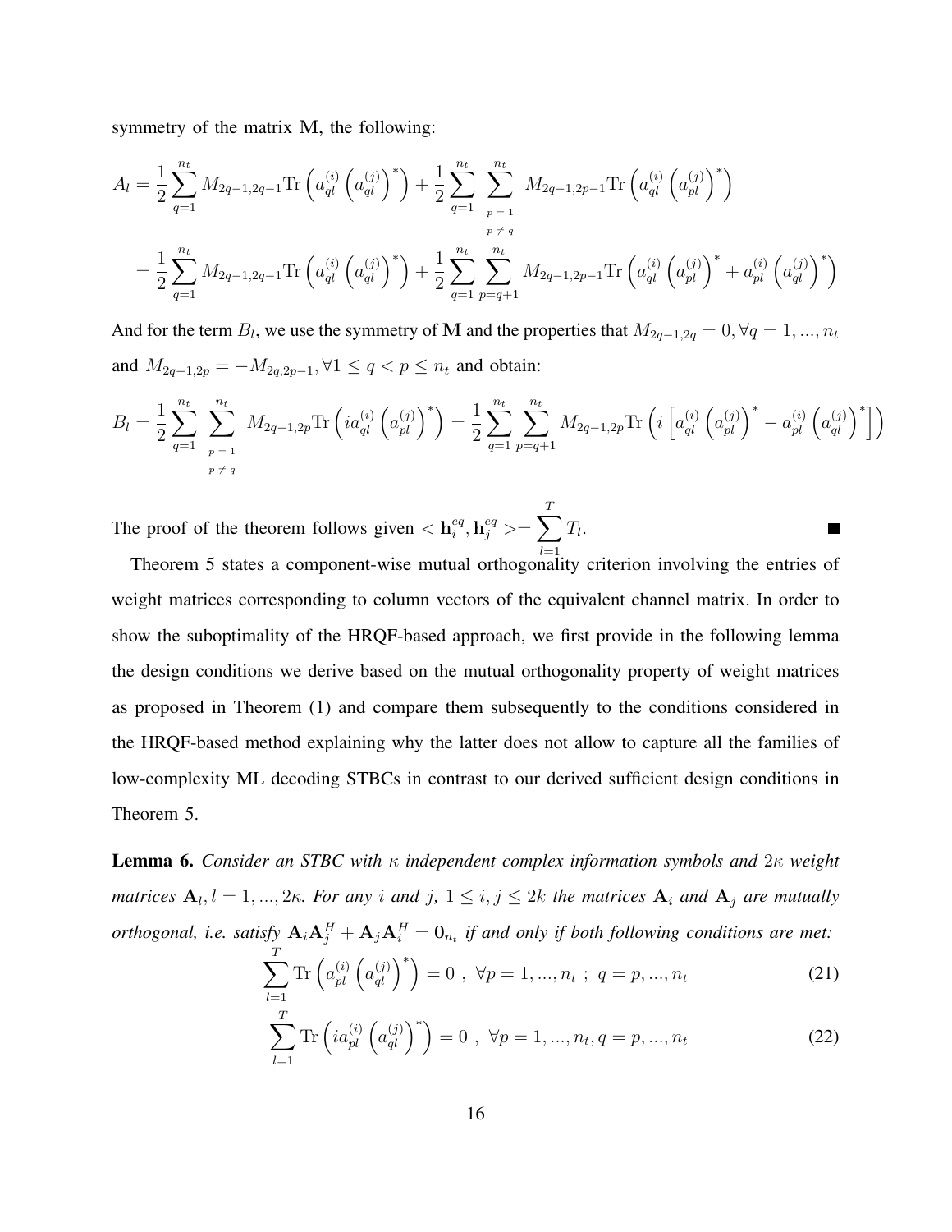symmetry of the matrix $\mathbf{M}$, the following:

$$
\begin{aligned}
A_l &= \frac{1}{2}\sum_{q=1}^{n_t} M_{2q-1,2q-1}\mathrm{Tr}\left(a_{ql}^{(i)}\left(a_{ql}^{(j)}\right)^*\right) + \frac{1}{2}\sum_{q=1}^{n_t}\sum_{\substack{p=1\\p\neq q}}^{n_t} M_{2q-1,2p-1}\mathrm{Tr}\left(a_{ql}^{(i)}\left(a_{pl}^{(j)}\right)^*\right) \\
&= \frac{1}{2}\sum_{q=1}^{n_t} M_{2q-1,2q-1}\mathrm{Tr}\left(a_{ql}^{(i)}\left(a_{ql}^{(j)}\right)^*\right) + \frac{1}{2}\sum_{q=1}^{n_t}\sum_{p=q+1}^{n_t} M_{2q-1,2p-1}\mathrm{Tr}\left(a_{ql}^{(i)}\left(a_{pl}^{(j)}\right)^* + a_{pl}^{(i)}\left(a_{ql}^{(j)}\right)^*\right)
\end{aligned}
$$

And for the term $B_l$, we use the symmetry of $\mathbf{M}$ and the properties that $M_{2q-1,2q} = 0, \forall q = 1, ..., n_t$ and $M_{2q-1,2p} = -M_{2q,2p-1}, \forall 1 \leq q < p \leq n_t$ and obtain:

$$
B_l = \frac{1}{2}\sum_{q=1}^{n_t}\sum_{\substack{p=1\\p\neq q}}^{n_t} M_{2q-1,2p}\mathrm{Tr}\left(ia_{ql}^{(i)}\left(a_{pl}^{(j)}\right)^*\right) = \frac{1}{2}\sum_{q=1}^{n_t}\sum_{p=q+1}^{n_t} M_{2q-1,2p}\mathrm{Tr}\left(i\left[a_{ql}^{(i)}\left(a_{pl}^{(j)}\right)^* - a_{pl}^{(i)}\left(a_{ql}^{(j)}\right)^*\right]\right)
$$

The proof of the theorem follows given $<\mathbf{h}_i^{eq}, \mathbf{h}_j^{eq}> = \sum_{l=1}^{T} T_l$. ∎

Theorem 5 states a component-wise mutual orthogonality criterion involving the entries of weight matrices corresponding to column vectors of the equivalent channel matrix. In order to show the suboptimality of the HRQF-based approach, we first provide in the following lemma the design conditions we derive based on the mutual orthogonality property of weight matrices as proposed in Theorem (1) and compare them subsequently to the conditions considered in the HRQF-based method explaining why the latter does not allow to capture all the families of low-complexity ML decoding STBCs in contrast to our derived sufficient design conditions in Theorem 5.

**Lemma 6.** *Consider an STBC with $\kappa$ independent complex information symbols and $2\kappa$ weight matrices $\mathbf{A}_l, l = 1, ..., 2\kappa$. For any $i$ and $j$, $1 \leq i, j \leq 2k$ the matrices $\mathbf{A}_i$ and $\mathbf{A}_j$ are mutually orthogonal, i.e. satisfy $\mathbf{A}_i\mathbf{A}_j^H + \mathbf{A}_j\mathbf{A}_i^H = \mathbf{0}_{n_t}$ if and only if both following conditions are met:*

$$
\sum_{l=1}^{T} \mathrm{Tr}\left(a_{pl}^{(i)}\left(a_{ql}^{(j)}\right)^*\right) = 0\ ,\ \forall p = 1, ..., n_t\ ;\ q = p, ..., n_t \tag{21}
$$

$$
\sum_{l=1}^{T} \mathrm{Tr}\left(ia_{pl}^{(i)}\left(a_{ql}^{(j)}\right)^*\right) = 0\ ,\ \forall p = 1, ..., n_t, q = p, ..., n_t \tag{22}
$$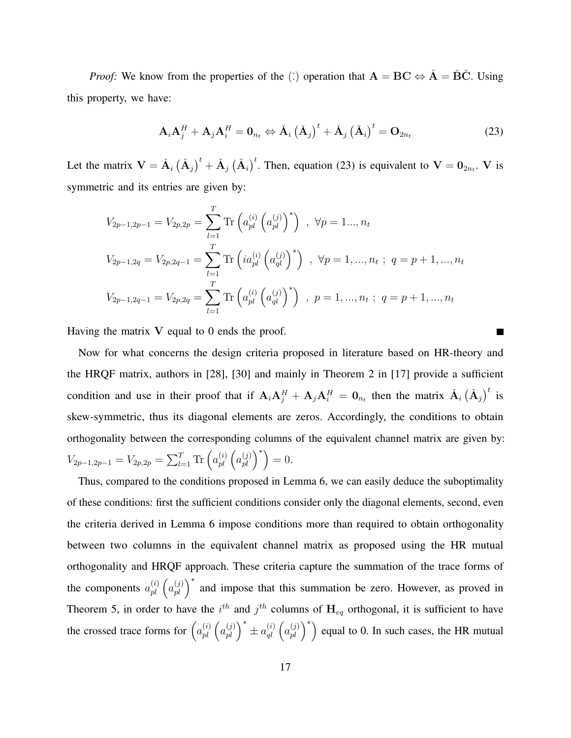*Proof:* We know from the properties of the $(\check{\cdot})$ operation that $\mathbf{A} = \mathbf{B}\mathbf{C} \Leftrightarrow \check{\mathbf{A}} = \check{\mathbf{B}}\check{\mathbf{C}}$. Using this property, we have:

$$\mathbf{A}_i\mathbf{A}_j^H + \mathbf{A}_j\mathbf{A}_i^H = \mathbf{0}_{n_t} \Leftrightarrow \check{\mathbf{A}}_i\left(\check{\mathbf{A}}_j\right)^t + \check{\mathbf{A}}_j\left(\check{\mathbf{A}}_i\right)^t = \mathbf{O}_{2n_t} \tag{23}$$

Let the matrix $\mathbf{V} = \check{\mathbf{A}}_i\left(\check{\mathbf{A}}_j\right)^t + \check{\mathbf{A}}_j\left(\check{\mathbf{A}}_i\right)^t$. Then, equation (23) is equivalent to $\mathbf{V} = \mathbf{0}_{2n_t}$. $\mathbf{V}$ is symmetric and its entries are given by:

$$\begin{aligned}
V_{2p-1,2p-1} = V_{2p,2p} &= \sum_{l=1}^{T} \mathrm{Tr}\left(a_{pl}^{(i)}\left(a_{pl}^{(j)}\right)^*\right) \ \ , \ \forall p = 1..., n_t \\
V_{2p-1,2q} = V_{2p,2q-1} &= \sum_{l=1}^{T} \mathrm{Tr}\left(i a_{pl}^{(i)}\left(a_{ql}^{(j)}\right)^*\right) \ \ , \ \forall p = 1, ..., n_t \ ; \ q = p+1, ..., n_t \\
V_{2p-1,2q-1} = V_{2p,2q} &= \sum_{l=1}^{T} \mathrm{Tr}\left(a_{pl}^{(i)}\left(a_{ql}^{(j)}\right)^*\right) \ \ , \ p = 1, ..., n_t \ ; \ q = p+1, ..., n_t
\end{aligned}$$

Having the matrix $\mathbf{V}$ equal to 0 ends the proof. ∎

Now for what concerns the design criteria proposed in literature based on HR-theory and the HRQF matrix, authors in [28], [30] and mainly in Theorem 2 in [17] provide a sufficient condition and use in their proof that if $\mathbf{A}_i\mathbf{A}_j^H + \mathbf{A}_j\mathbf{A}_i^H = \mathbf{0}_{n_t}$ then the matrix $\check{\mathbf{A}}_i\left(\check{\mathbf{A}}_j\right)^t$ is skew-symmetric, thus its diagonal elements are zeros. Accordingly, the conditions to obtain orthogonality between the corresponding columns of the equivalent channel matrix are given by: $V_{2p-1,2p-1} = V_{2p,2p} = \sum_{l=1}^{T} \mathrm{Tr}\left(a_{pl}^{(i)}\left(a_{pl}^{(j)}\right)^*\right) = 0$.

Thus, compared to the conditions proposed in Lemma 6, we can easily deduce the suboptimality of these conditions: first the sufficient conditions consider only the diagonal elements, second, even the criteria derived in Lemma 6 impose conditions more than required to obtain orthogonality between two columns in the equivalent channel matrix as proposed using the HR mutual orthogonality and HRQF approach. These criteria capture the summation of the trace forms of the components $a_{pl}^{(i)}\left(a_{pl}^{(j)}\right)^*$ and impose that this summation be zero. However, as proved in Theorem 5, in order to have the $i^{th}$ and $j^{th}$ columns of $\mathbf{H}_{eq}$ orthogonal, it is sufficient to have the crossed trace forms for $\left(a_{pl}^{(i)}\left(a_{pl}^{(j)}\right)^* \pm a_{ql}^{(i)}\left(a_{pl}^{(j)}\right)^*\right)$ equal to 0. In such cases, the HR mutual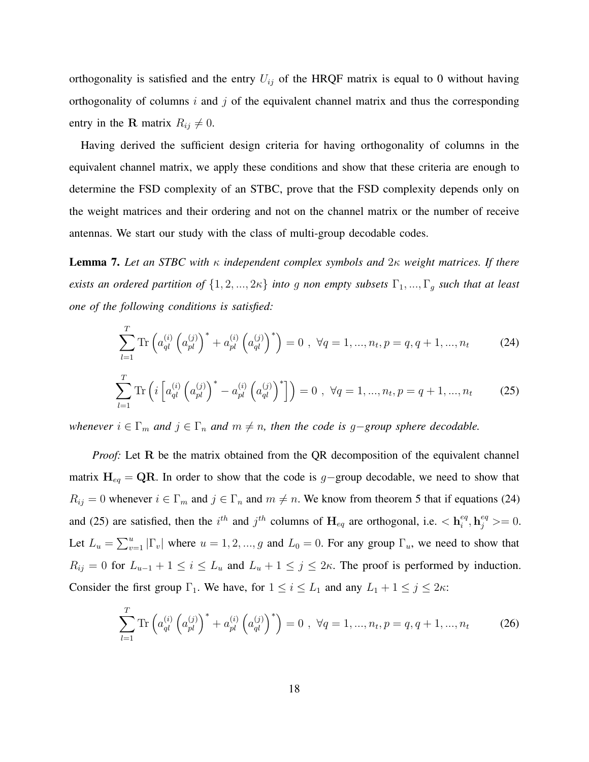orthogonality is satisfied and the entry $U_{ij}$ of the HRQF matrix is equal to 0 without having orthogonality of columns $i$ and $j$ of the equivalent channel matrix and thus the corresponding entry in the $\mathbf{R}$ matrix $R_{ij} \neq 0$.

Having derived the sufficient design criteria for having orthogonality of columns in the equivalent channel matrix, we apply these conditions and show that these criteria are enough to determine the FSD complexity of an STBC, prove that the FSD complexity depends only on the weight matrices and their ordering and not on the channel matrix or the number of receive antennas. We start our study with the class of multi-group decodable codes.

**Lemma 7.** *Let an STBC with $\kappa$ independent complex symbols and $2\kappa$ weight matrices. If there exists an ordered partition of $\{1, 2, ..., 2\kappa\}$ into $g$ non empty subsets $\Gamma_1, ..., \Gamma_g$ such that at least one of the following conditions is satisfied:*

$$\sum_{l=1}^{T} \mathrm{Tr}\left( a_{ql}^{(i)} \left( a_{pl}^{(j)} \right)^* + a_{pl}^{(i)} \left( a_{ql}^{(j)} \right)^* \right) = 0 \ , \ \forall q = 1, ..., n_t, p = q, q+1, ..., n_t \tag{24}$$

$$\sum_{l=1}^{T} \mathrm{Tr}\left( i \left[ a_{ql}^{(i)} \left( a_{pl}^{(j)} \right)^* - a_{pl}^{(i)} \left( a_{ql}^{(j)} \right)^* \right] \right) = 0 \ , \ \forall q = 1, ..., n_t, p = q+1, ..., n_t \tag{25}$$

*whenever $i \in \Gamma_m$ and $j \in \Gamma_n$ and $m \neq n$, then the code is $g-$group sphere decodable.*

*Proof:* Let $\mathbf{R}$ be the matrix obtained from the QR decomposition of the equivalent channel matrix $\mathbf{H}_{eq} = \mathbf{QR}$. In order to show that the code is $g-$group decodable, we need to show that $R_{ij} = 0$ whenever $i \in \Gamma_m$ and $j \in \Gamma_n$ and $m \neq n$. We know from theorem 5 that if equations (24) and (25) are satisfied, then the $i^{th}$ and $j^{th}$ columns of $\mathbf{H}_{eq}$ are orthogonal, i.e. $< \mathbf{h}_i^{eq}, \mathbf{h}_j^{eq} >= 0$. Let $L_u = \sum_{v=1}^{u} |\Gamma_v|$ where $u = 1, 2, ..., g$ and $L_0 = 0$. For any group $\Gamma_u$, we need to show that $R_{ij} = 0$ for $L_{u-1} + 1 \leq i \leq L_u$ and $L_u + 1 \leq j \leq 2\kappa$. The proof is performed by induction. Consider the first group $\Gamma_1$. We have, for $1 \leq i \leq L_1$ and any $L_1 + 1 \leq j \leq 2\kappa$:

$$\sum_{l=1}^{T} \mathrm{Tr}\left( a_{ql}^{(i)} \left( a_{pl}^{(j)} \right)^* + a_{pl}^{(i)} \left( a_{ql}^{(j)} \right)^* \right) = 0 \ , \ \forall q = 1, ..., n_t, p = q, q+1, ..., n_t \tag{26}$$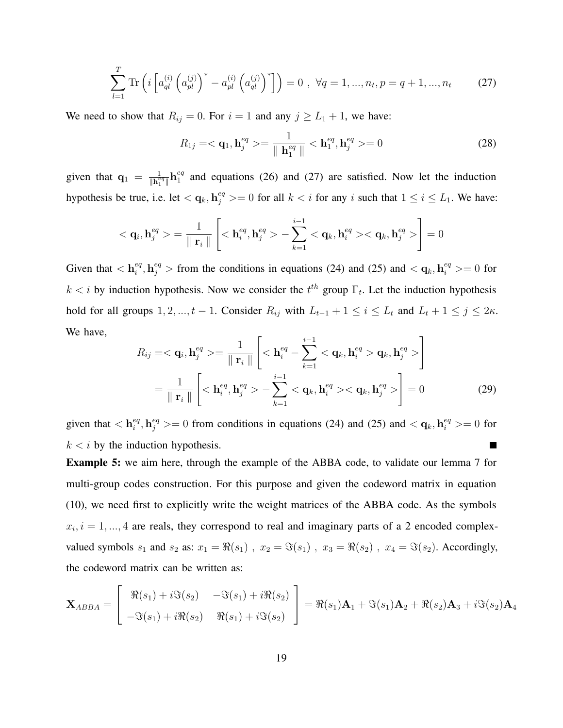$$\sum_{l=1}^{T} \mathrm{Tr}\left( i \left[ a_{ql}^{(i)} \left( a_{pl}^{(j)} \right)^* - a_{pl}^{(i)} \left( a_{ql}^{(j)} \right)^* \right] \right) = 0 \ , \ \forall q = 1, ..., n_t, p = q+1, ..., n_t \tag{27}$$

We need to show that $R_{ij} = 0$. For $i = 1$ and any $j \geq L_1 + 1$, we have:

$$R_{1j} = < \mathbf{q}_1, \mathbf{h}_j^{eq} > = \frac{1}{\| \mathbf{h}_1^{eq} \|} < \mathbf{h}_1^{eq}, \mathbf{h}_j^{eq} > = 0 \tag{28}$$

given that $\mathbf{q}_1 = \frac{1}{\| \mathbf{h}_1^{eq} \|} \mathbf{h}_1^{eq}$ and equations (26) and (27) are satisfied. Now let the induction hypothesis be true, i.e. let $< \mathbf{q}_k, \mathbf{h}_j^{eq} > = 0$ for all $k < i$ for any $i$ such that $1 \leq i \leq L_1$. We have:

$$< \mathbf{q}_i, \mathbf{h}_j^{eq} > = \frac{1}{\| \mathbf{r}_i \|} \left[ < \mathbf{h}_i^{eq}, \mathbf{h}_j^{eq} > - \sum_{k=1}^{i-1} < \mathbf{q}_k, \mathbf{h}_i^{eq} > < \mathbf{q}_k, \mathbf{h}_j^{eq} > \right] = 0$$

Given that $< \mathbf{h}_i^{eq}, \mathbf{h}_j^{eq} >$ from the conditions in equations (24) and (25) and $< \mathbf{q}_k, \mathbf{h}_i^{eq} > = 0$ for $k < i$ by induction hypothesis. Now we consider the $t^{th}$ group $\Gamma_t$. Let the induction hypothesis hold for all groups $1, 2, ..., t-1$. Consider $R_{ij}$ with $L_{t-1} + 1 \leq i \leq L_t$ and $L_t + 1 \leq j \leq 2\kappa$. We have,

$$\begin{aligned} R_{ij} = < \mathbf{q}_i, \mathbf{h}_j^{eq} > &= \frac{1}{\| \mathbf{r}_i \|} \left[ < \mathbf{h}_i^{eq} - \sum_{k=1}^{i-1} < \mathbf{q}_k, \mathbf{h}_i^{eq} > \mathbf{q}_k, \mathbf{h}_j^{eq} > \right] \\ &= \frac{1}{\| \mathbf{r}_i \|} \left[ < \mathbf{h}_i^{eq}, \mathbf{h}_j^{eq} > - \sum_{k=1}^{i-1} < \mathbf{q}_k, \mathbf{h}_i^{eq} > < \mathbf{q}_k, \mathbf{h}_j^{eq} > \right] = 0 \end{aligned} \tag{29}$$

given that $< \mathbf{h}_i^{eq}, \mathbf{h}_j^{eq} > = 0$ from conditions in equations (24) and (25) and $< \mathbf{q}_k, \mathbf{h}_i^{eq} > = 0$ for $k < i$ by the induction hypothesis. ■

**Example 5:** we aim here, through the example of the ABBA code, to validate our lemma 7 for multi-group codes construction. For this purpose and given the codeword matrix in equation (10), we need first to explicitly write the weight matrices of the ABBA code. As the symbols $x_i, i = 1, ..., 4$ are reals, they correspond to real and imaginary parts of a 2 encoded complex-valued symbols $s_1$ and $s_2$ as: $x_1 = \Re(s_1)$ , $x_2 = \Im(s_1)$ , $x_3 = \Re(s_2)$ , $x_4 = \Im(s_2)$. Accordingly, the codeword matrix can be written as:

$$\mathbf{X}_{ABBA} = \begin{bmatrix} \Re(s_1) + i\Im(s_2) & -\Im(s_1) + i\Re(s_2) \\ -\Im(s_1) + i\Re(s_2) & \Re(s_1) + i\Im(s_2) \end{bmatrix} = \Re(s_1)\mathbf{A}_1 + \Im(s_1)\mathbf{A}_2 + \Re(s_2)\mathbf{A}_3 + i\Im(s_2)\mathbf{A}_4$$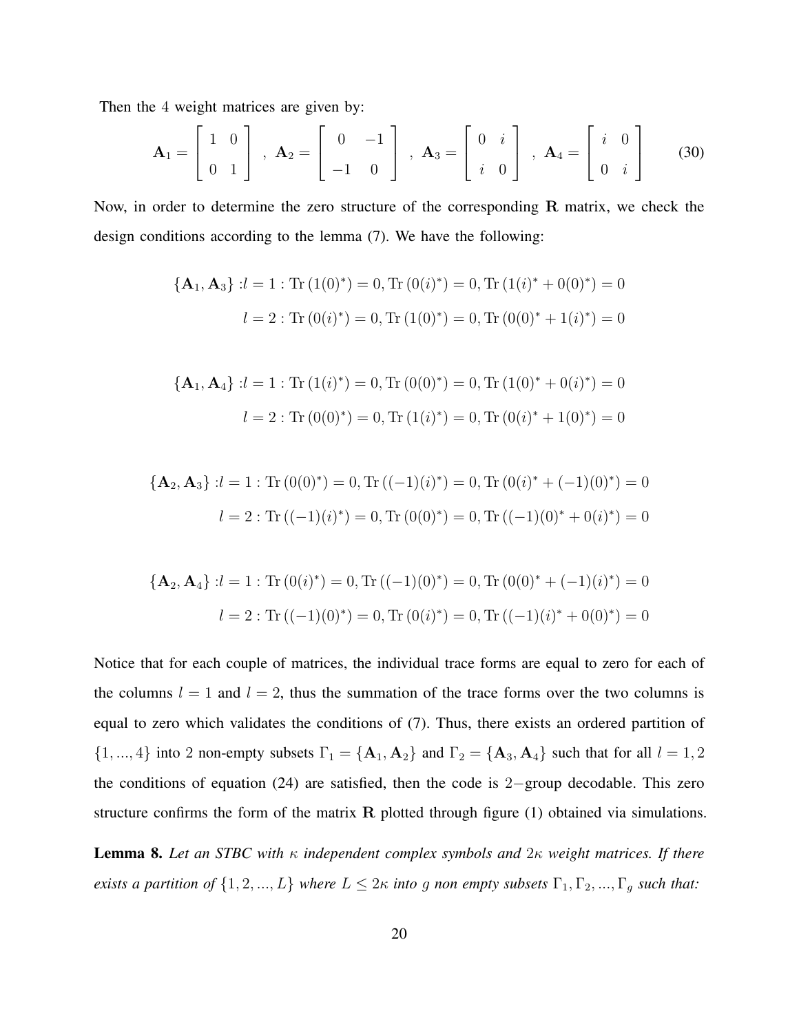Then the 4 weight matrices are given by:

$$\mathbf{A}_1 = \begin{bmatrix} 1 & 0 \\ 0 & 1 \end{bmatrix} \ , \ \mathbf{A}_2 = \begin{bmatrix} 0 & -1 \\ -1 & 0 \end{bmatrix} \ , \ \mathbf{A}_3 = \begin{bmatrix} 0 & i \\ i & 0 \end{bmatrix} \ , \ \mathbf{A}_4 = \begin{bmatrix} i & 0 \\ 0 & i \end{bmatrix} \tag{30}$$

Now, in order to determine the zero structure of the corresponding $\mathbf{R}$ matrix, we check the design conditions according to the lemma (7). We have the following:

$$\{\mathbf{A}_1, \mathbf{A}_3\} : l = 1 : \mathrm{Tr}\,(1(0)^*) = 0, \mathrm{Tr}\,(0(i)^*) = 0, \mathrm{Tr}\,(1(i)^* + 0(0)^*) = 0$$
$$l = 2 : \mathrm{Tr}\,(0(i)^*) = 0, \mathrm{Tr}\,(1(0)^*) = 0, \mathrm{Tr}\,(0(0)^* + 1(i)^*) = 0$$

$$\{\mathbf{A}_1, \mathbf{A}_4\} : l = 1 : \mathrm{Tr}\,(1(i)^*) = 0, \mathrm{Tr}\,(0(0)^*) = 0, \mathrm{Tr}\,(1(0)^* + 0(i)^*) = 0$$
$$l = 2 : \mathrm{Tr}\,(0(0)^*) = 0, \mathrm{Tr}\,(1(i)^*) = 0, \mathrm{Tr}\,(0(i)^* + 1(0)^*) = 0$$

$$\{\mathbf{A}_2, \mathbf{A}_3\} : l = 1 : \mathrm{Tr}\,(0(0)^*) = 0, \mathrm{Tr}\,((-1)(i)^*) = 0, \mathrm{Tr}\,(0(i)^* + (-1)(0)^*) = 0$$
$$l = 2 : \mathrm{Tr}\,((-1)(i)^*) = 0, \mathrm{Tr}\,(0(0)^*) = 0, \mathrm{Tr}\,((-1)(0)^* + 0(i)^*) = 0$$

$$\{\mathbf{A}_2, \mathbf{A}_4\} : l = 1 : \mathrm{Tr}\,(0(i)^*) = 0, \mathrm{Tr}\,((-1)(0)^*) = 0, \mathrm{Tr}\,(0(0)^* + (-1)(i)^*) = 0$$
$$l = 2 : \mathrm{Tr}\,((-1)(0)^*) = 0, \mathrm{Tr}\,(0(i)^*) = 0, \mathrm{Tr}\,((-1)(i)^* + 0(0)^*) = 0$$

Notice that for each couple of matrices, the individual trace forms are equal to zero for each of the columns $l = 1$ and $l = 2$, thus the summation of the trace forms over the two columns is equal to zero which validates the conditions of (7). Thus, there exists an ordered partition of $\{1, ..., 4\}$ into 2 non-empty subsets $\Gamma_1 = \{\mathbf{A}_1, \mathbf{A}_2\}$ and $\Gamma_2 = \{\mathbf{A}_3, \mathbf{A}_4\}$ such that for all $l = 1, 2$ the conditions of equation (24) are satisfied, then the code is $2-$group decodable. This zero structure confirms the form of the matrix $\mathbf{R}$ plotted through figure (1) obtained via simulations.

**Lemma 8.** *Let an STBC with $\kappa$ independent complex symbols and $2\kappa$ weight matrices. If there exists a partition of $\{1, 2, ..., L\}$ where $L \leq 2\kappa$ into $g$ non empty subsets $\Gamma_1, \Gamma_2, ..., \Gamma_g$ such that:*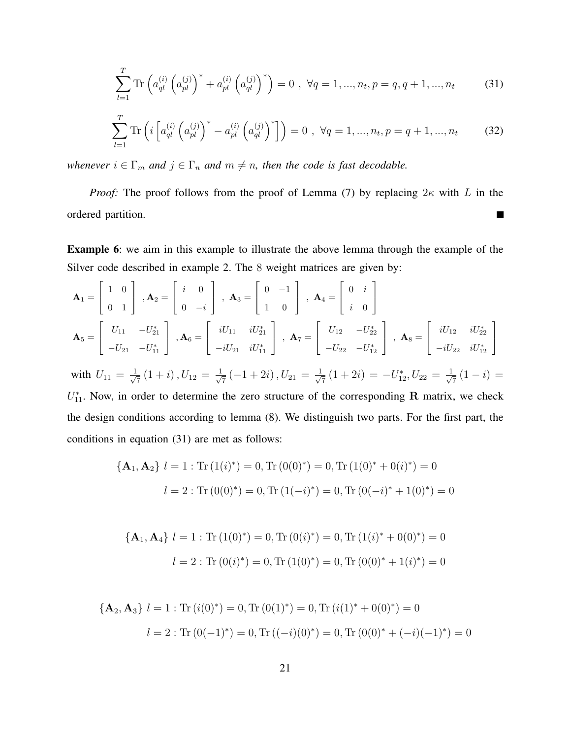$$\sum_{l=1}^{T} \operatorname{Tr}\left(a_{ql}^{(i)}\left(a_{pl}^{(j)}\right)^{*}+a_{pl}^{(i)}\left(a_{ql}^{(j)}\right)^{*}\right)=0\ ,\ \forall q=1,...,n_t, p=q,q+1,...,n_t \tag{31}$$

$$\sum_{l=1}^{T} \operatorname{Tr}\left(i\left[a_{ql}^{(i)}\left(a_{pl}^{(j)}\right)^{*}-a_{pl}^{(i)}\left(a_{ql}^{(j)}\right)^{*}\right]\right)=0\ ,\ \forall q=1,...,n_t, p=q+1,...,n_t \tag{32}$$

*whenever $i \in \Gamma_m$ and $j \in \Gamma_n$ and $m \neq n$, then the code is fast decodable.*

*Proof:* The proof follows from the proof of Lemma (7) by replacing $2\kappa$ with $L$ in the ordered partition. ■

**Example 6**: we aim in this example to illustrate the above lemma through the example of the Silver code described in example 2. The 8 weight matrices are given by:

$$\mathbf{A}_1=\begin{bmatrix}1&0\\0&1\end{bmatrix},\mathbf{A}_2=\begin{bmatrix}i&0\\0&-i\end{bmatrix},\ \mathbf{A}_3=\begin{bmatrix}0&-1\\1&0\end{bmatrix},\ \mathbf{A}_4=\begin{bmatrix}0&i\\i&0\end{bmatrix}$$

$$\mathbf{A}_5=\begin{bmatrix}U_{11}&-U_{21}^*\\-U_{21}&-U_{11}^*\end{bmatrix},\mathbf{A}_6=\begin{bmatrix}iU_{11}&iU_{21}^*\\-iU_{21}&iU_{11}^*\end{bmatrix},\ \mathbf{A}_7=\begin{bmatrix}U_{12}&-U_{22}^*\\-U_{22}&-U_{12}^*\end{bmatrix},\ \mathbf{A}_8=\begin{bmatrix}iU_{12}&iU_{22}^*\\-iU_{22}&iU_{12}^*\end{bmatrix}$$

with $U_{11}=\frac{1}{\sqrt{7}}(1+i), U_{12}=\frac{1}{\sqrt{7}}(-1+2i), U_{21}=\frac{1}{\sqrt{7}}(1+2i)=-U_{12}^*, U_{22}=\frac{1}{\sqrt{7}}(1-i)=U_{11}^*$. Now, in order to determine the zero structure of the corresponding $\mathbf{R}$ matrix, we check the design conditions according to lemma (8). We distinguish two parts. For the first part, the conditions in equation (31) are met as follows:

$$\{\mathbf{A}_1,\mathbf{A}_2\}\ l=1: \operatorname{Tr}(1(i)^*)=0, \operatorname{Tr}(0(0)^*)=0, \operatorname{Tr}(1(0)^*+0(i)^*)=0$$
$$l=2: \operatorname{Tr}(0(0)^*)=0, \operatorname{Tr}(1(-i)^*)=0, \operatorname{Tr}(0(-i)^*+1(0)^*)=0$$

$$\{\mathbf{A}_1,\mathbf{A}_4\}\ l=1: \operatorname{Tr}(1(0)^*)=0, \operatorname{Tr}(0(i)^*)=0, \operatorname{Tr}(1(i)^*+0(0)^*)=0$$
$$l=2: \operatorname{Tr}(0(i)^*)=0, \operatorname{Tr}(1(0)^*)=0, \operatorname{Tr}(0(0)^*+1(i)^*)=0$$

$$\{\mathbf{A}_2,\mathbf{A}_3\}\ l=1: \operatorname{Tr}(i(0)^*)=0, \operatorname{Tr}(0(1)^*)=0, \operatorname{Tr}(i(1)^*+0(0)^*)=0$$
$$l=2: \operatorname{Tr}(0(-1)^*)=0, \operatorname{Tr}((-i)(0)^*)=0, \operatorname{Tr}(0(0)^*+(-i)(-1)^*)=0$$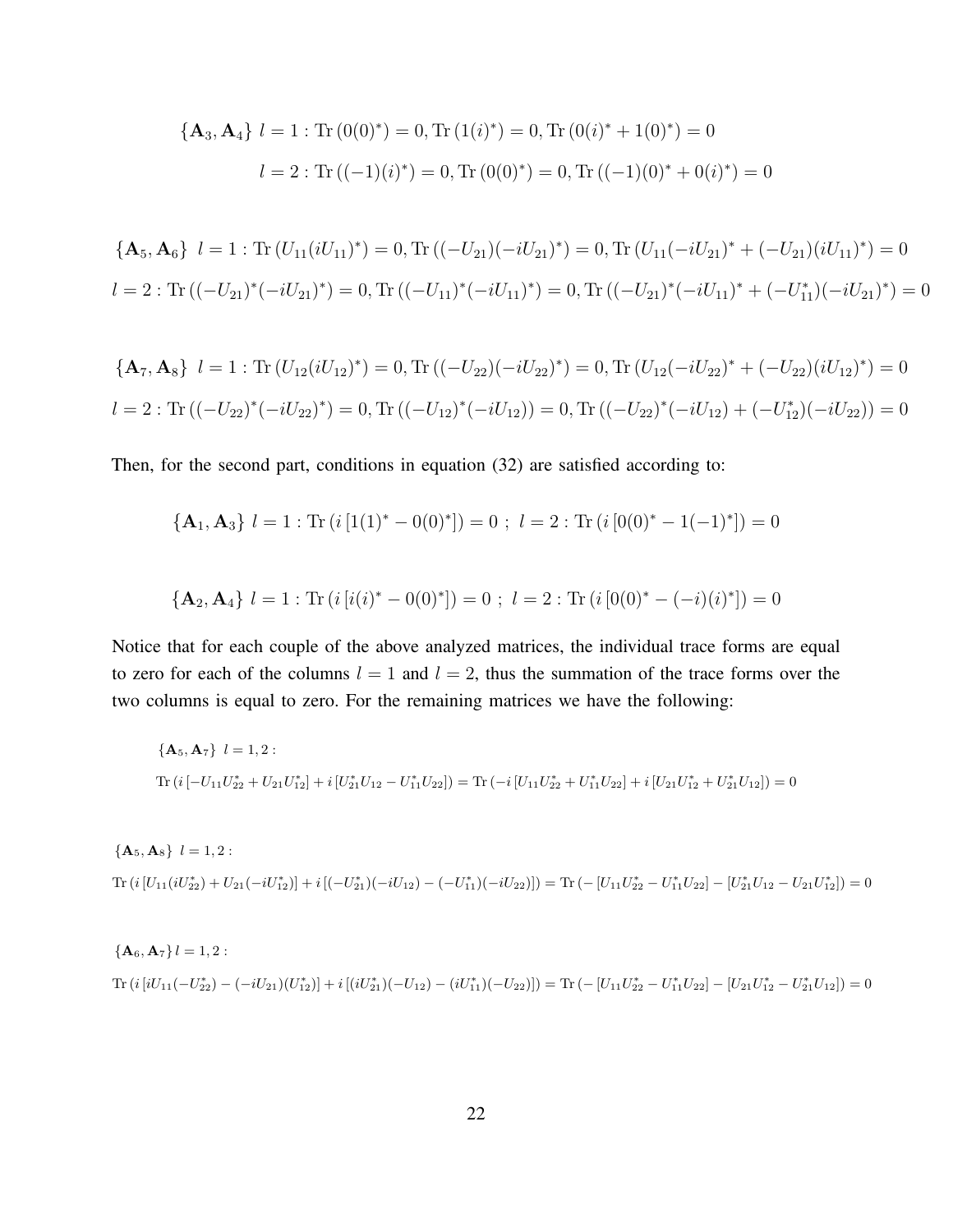$$\{\mathbf{A}_3, \mathbf{A}_4\} \; l = 1 : \mathrm{Tr}\,(0(0)^*) = 0, \mathrm{Tr}\,(1(i)^*) = 0, \mathrm{Tr}\,(0(i)^* + 1(0)^*) = 0$$

$$l = 2 : \mathrm{Tr}\,((-1)(i)^*) = 0, \mathrm{Tr}\,(0(0)^*) = 0, \mathrm{Tr}\,((-1)(0)^* + 0(i)^*) = 0$$

$$\{\mathbf{A}_5, \mathbf{A}_6\} \; l = 1 : \mathrm{Tr}\,(U_{11}(iU_{11})^*) = 0, \mathrm{Tr}\,((-U_{21})(-iU_{21})^*) = 0, \mathrm{Tr}\,(U_{11}(-iU_{21})^* + (-U_{21})(iU_{11})^*) = 0$$

$$l = 2 : \mathrm{Tr}\,((-U_{21})^*(-iU_{21})^*) = 0, \mathrm{Tr}\,((-U_{11})^*(-iU_{11})^*) = 0, \mathrm{Tr}\,((-U_{21})^*(-iU_{11})^* + (-U_{11}^*)(-iU_{21})^*) = 0$$

$$\{\mathbf{A}_7, \mathbf{A}_8\} \; l = 1 : \mathrm{Tr}\,(U_{12}(iU_{12})^*) = 0, \mathrm{Tr}\,((-U_{22})(-iU_{22})^*) = 0, \mathrm{Tr}\,(U_{12}(-iU_{22})^* + (-U_{22})(iU_{12})^*) = 0$$

$$l = 2 : \mathrm{Tr}\,((-U_{22})^*(-iU_{22})^*) = 0, \mathrm{Tr}\,((-U_{12})^*(-iU_{12})) = 0, \mathrm{Tr}\,((-U_{22})^*(-iU_{12}) + (-U_{12}^*)(-iU_{22})) = 0$$

Then, for the second part, conditions in equation (32) are satisfied according to:

$$\{\mathbf{A}_1, \mathbf{A}_3\} \; l = 1 : \mathrm{Tr}\,(i\,[1(1)^* - 0(0)^*]) = 0 \; ; \; l = 2 : \mathrm{Tr}\,(i\,[0(0)^* - 1(-1)^*]) = 0$$

$$\{\mathbf{A}_2, \mathbf{A}_4\} \; l = 1 : \mathrm{Tr}\,(i\,[i(i)^* - 0(0)^*]) = 0 \; ; \; l = 2 : \mathrm{Tr}\,(i\,[0(0)^* - (-i)(i)^*]) = 0$$

Notice that for each couple of the above analyzed matrices, the individual trace forms are equal to zero for each of the columns $l = 1$ and $l = 2$, thus the summation of the trace forms over the two columns is equal to zero. For the remaining matrices we have the following:

$$\{\mathbf{A}_5, \mathbf{A}_7\} \; l = 1, 2 :$$

$$\mathrm{Tr}\,(i\,[-U_{11}U_{22}^* + U_{21}U_{12}^*] + i\,[U_{21}^*U_{12} - U_{11}^*U_{22}]) = \mathrm{Tr}\,(-i\,[U_{11}U_{22}^* + U_{11}^*U_{22}] + i\,[U_{21}U_{12}^* + U_{21}^*U_{12}]) = 0$$

$$\{\mathbf{A}_5, \mathbf{A}_8\} \; l = 1, 2 :$$

$$\mathrm{Tr}\,(i\,[U_{11}(iU_{22}^*) + U_{21}(-iU_{12}^*)] + i\,[(-U_{21}^*)(-iU_{12}) - (-U_{11}^*)(-iU_{22})]) = \mathrm{Tr}\,(-\,[U_{11}U_{22}^* - U_{11}^*U_{22}] - [U_{21}^*U_{12} - U_{21}U_{12}^*]) = 0$$

$$\{\mathbf{A}_6, \mathbf{A}_7\} \, l = 1, 2 :$$

$$\mathrm{Tr}\,(i\,[iU_{11}(-U_{22}^*) - (-iU_{21})(U_{12}^*)] + i\,[(iU_{21}^*)(-U_{12}) - (iU_{11}^*)(-U_{22})]) = \mathrm{Tr}\,(-\,[U_{11}U_{22}^* - U_{11}^*U_{22}] - [U_{21}U_{12}^* - U_{21}^*U_{12}]) = 0$$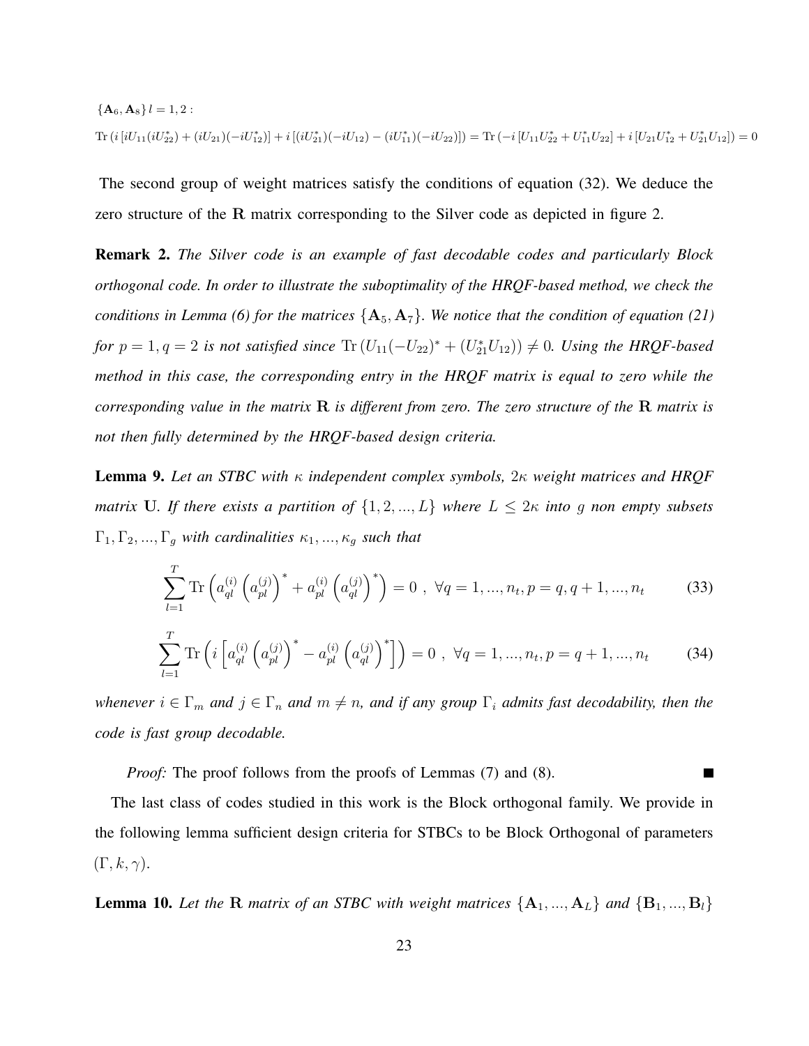$\{\mathbf{A}_6, \mathbf{A}_8\}\, l = 1, 2$ :

$$\mathrm{Tr}\left(i\left[iU_{11}(iU_{22}^*) + (iU_{21})(-iU_{12}^*)\right] + i\left[(iU_{21}^*)(-iU_{12}) - (iU_{11}^*)(-iU_{22})\right]\right) = \mathrm{Tr}\left(-i\left[U_{11}U_{22}^* + U_{11}^*U_{22}\right] + i\left[U_{21}U_{12}^* + U_{21}^*U_{12}\right]\right) = 0$$

The second group of weight matrices satisfy the conditions of equation (32). We deduce the zero structure of the $\mathbf{R}$ matrix corresponding to the Silver code as depicted in figure 2.

**Remark 2.** *The Silver code is an example of fast decodable codes and particularly Block orthogonal code. In order to illustrate the suboptimality of the HRQF-based method, we check the conditions in Lemma (6) for the matrices $\{\mathbf{A}_5, \mathbf{A}_7\}$. We notice that the condition of equation (21) for $p = 1, q = 2$ is not satisfied since $\mathrm{Tr}\left(U_{11}(-U_{22})^* + (U_{21}^*U_{12})\right) \neq 0$. Using the HRQF-based method in this case, the corresponding entry in the HRQF matrix is equal to zero while the corresponding value in the matrix $\mathbf{R}$ is different from zero. The zero structure of the $\mathbf{R}$ matrix is not then fully determined by the HRQF-based design criteria.*

**Lemma 9.** *Let an STBC with $\kappa$ independent complex symbols, $2\kappa$ weight matrices and HRQF matrix $\mathbf{U}$. If there exists a partition of $\{1, 2, ..., L\}$ where $L \leq 2\kappa$ into $g$ non empty subsets $\Gamma_1, \Gamma_2, ..., \Gamma_g$ with cardinalities $\kappa_1, ..., \kappa_g$ such that*

$$\sum_{l=1}^{T} \mathrm{Tr}\left(a_{ql}^{(i)}\left(a_{pl}^{(j)}\right)^* + a_{pl}^{(i)}\left(a_{ql}^{(j)}\right)^*\right) = 0\ ,\ \forall q = 1, ..., n_t, p = q, q+1, ..., n_t \tag{33}$$

$$\sum_{l=1}^{T} \mathrm{Tr}\left(i\left[a_{ql}^{(i)}\left(a_{pl}^{(j)}\right)^* - a_{pl}^{(i)}\left(a_{ql}^{(j)}\right)^*\right]\right) = 0\ ,\ \forall q = 1, ..., n_t, p = q+1, ..., n_t \tag{34}$$

*whenever $i \in \Gamma_m$ and $j \in \Gamma_n$ and $m \neq n$, and if any group $\Gamma_i$ admits fast decodability, then the code is fast group decodable.*

*Proof:* The proof follows from the proofs of Lemmas (7) and (8). ∎

The last class of codes studied in this work is the Block orthogonal family. We provide in the following lemma sufficient design criteria for STBCs to be Block Orthogonal of parameters $(\Gamma, k, \gamma)$.

**Lemma 10.** *Let the $\mathbf{R}$ matrix of an STBC with weight matrices $\{\mathbf{A}_1, ..., \mathbf{A}_L\}$ and $\{\mathbf{B}_1, ..., \mathbf{B}_l\}$*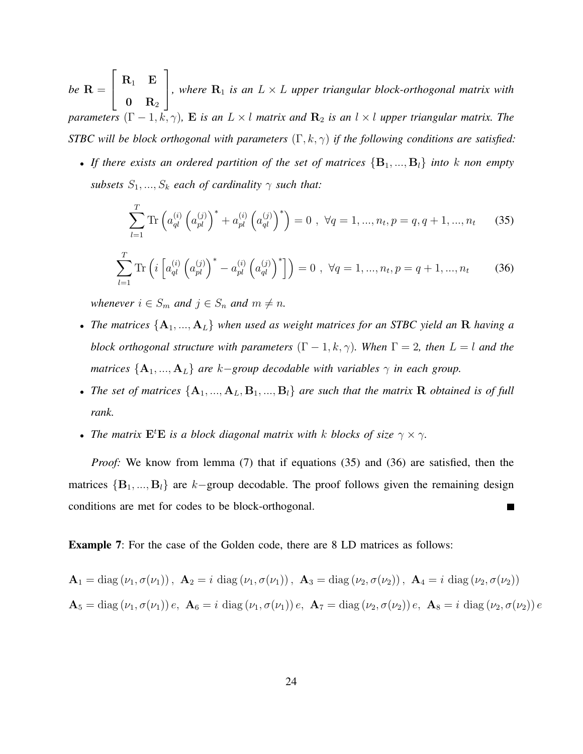*be* $\mathbf{R} = \begin{bmatrix} \mathbf{R}_1 & \mathbf{E} \\ \mathbf{0} & \mathbf{R}_2 \end{bmatrix}$*, where* $\mathbf{R}_1$ *is an* $L \times L$ *upper triangular block-orthogonal matrix with parameters* $(\Gamma - 1, k, \gamma)$*,* $\mathbf{E}$ *is an* $L \times l$ *matrix and* $\mathbf{R}_2$ *is an* $l \times l$ *upper triangular matrix. The STBC will be block orthogonal with parameters* $(\Gamma, k, \gamma)$ *if the following conditions are satisfied:*

- *If there exists an ordered partition of the set of matrices* $\{\mathbf{B}_1, ..., \mathbf{B}_l\}$ *into* $k$ *non empty subsets* $S_1, ..., S_k$ *each of cardinality* $\gamma$ *such that:*

$$\sum_{l=1}^{T} \text{Tr}\left(a_{ql}^{(i)}\left(a_{pl}^{(j)}\right)^* + a_{pl}^{(i)}\left(a_{ql}^{(j)}\right)^*\right) = 0 \ , \ \forall q = 1, ..., n_t, p = q, q+1, ..., n_t \tag{35}$$

$$\sum_{l=1}^{T} \text{Tr}\left(i\left[a_{ql}^{(i)}\left(a_{pl}^{(j)}\right)^* - a_{pl}^{(i)}\left(a_{ql}^{(j)}\right)^*\right]\right) = 0 \ , \ \forall q = 1, ..., n_t, p = q+1, ..., n_t \tag{36}$$

  *whenever* $i \in S_m$ *and* $j \in S_n$ *and* $m \neq n$*.*

- *The matrices* $\{\mathbf{A}_1, ..., \mathbf{A}_L\}$ *when used as weight matrices for an STBC yield an* $\mathbf{R}$ *having a block orthogonal structure with parameters* $(\Gamma - 1, k, \gamma)$*. When* $\Gamma = 2$*, then* $L = l$ *and the matrices* $\{\mathbf{A}_1, ..., \mathbf{A}_L\}$ *are* $k-$*group decodable with variables* $\gamma$ *in each group.*
- *The set of matrices* $\{\mathbf{A}_1, ..., \mathbf{A}_L, \mathbf{B}_1, ..., \mathbf{B}_l\}$ *are such that the matrix* $\mathbf{R}$ *obtained is of full rank.*
- *The matrix* $\mathbf{E}^t\mathbf{E}$ *is a block diagonal matrix with* $k$ *blocks of size* $\gamma \times \gamma$*.*

*Proof:* We know from lemma (7) that if equations (35) and (36) are satisfied, then the matrices $\{\mathbf{B}_1, ..., \mathbf{B}_l\}$ are $k-$group decodable. The proof follows given the remaining design conditions are met for codes to be block-orthogonal. ∎

**Example 7**: For the case of the Golden code, there are 8 LD matrices as follows:

$$\mathbf{A}_1 = \text{diag}\left(\nu_1, \sigma(\nu_1)\right), \ \mathbf{A}_2 = i \ \text{diag}\left(\nu_1, \sigma(\nu_1)\right), \ \mathbf{A}_3 = \text{diag}\left(\nu_2, \sigma(\nu_2)\right), \ \mathbf{A}_4 = i \ \text{diag}\left(\nu_2, \sigma(\nu_2)\right)$$

$$\mathbf{A}_5 = \text{diag}\left(\nu_1, \sigma(\nu_1)\right)e, \ \mathbf{A}_6 = i \ \text{diag}\left(\nu_1, \sigma(\nu_1)\right)e, \ \mathbf{A}_7 = \text{diag}\left(\nu_2, \sigma(\nu_2)\right)e, \ \mathbf{A}_8 = i \ \text{diag}\left(\nu_2, \sigma(\nu_2)\right)e$$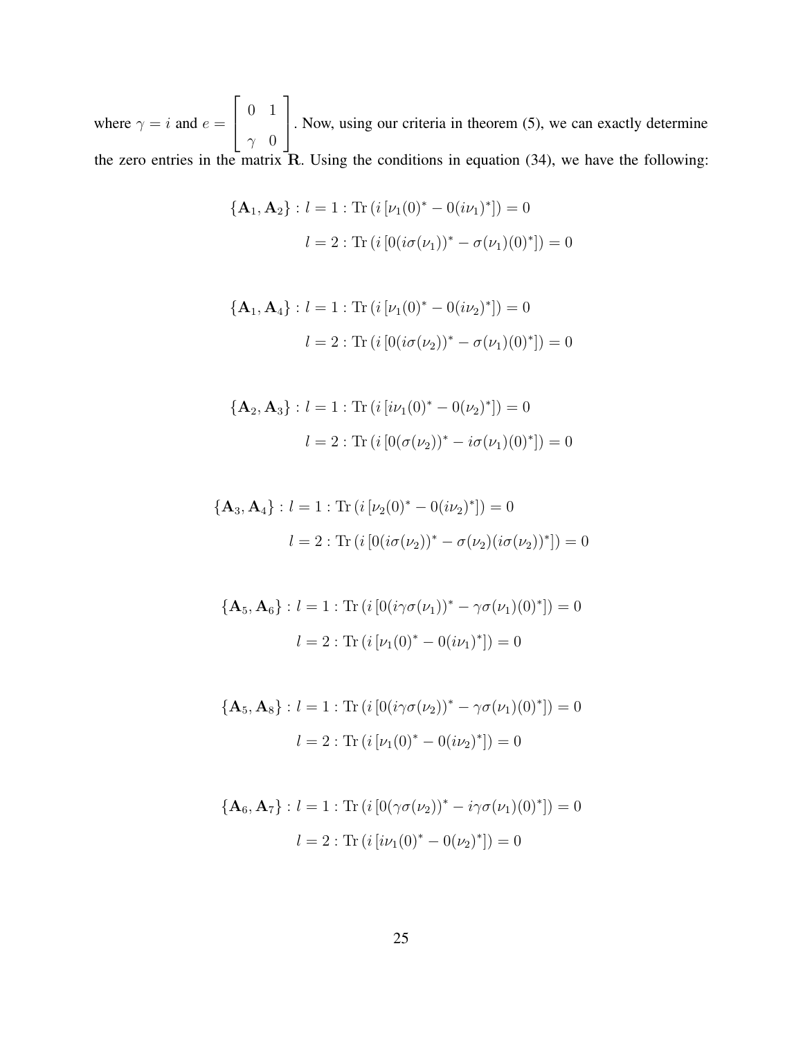where $\gamma = i$ and $e = \begin{bmatrix} 0 & 1 \\ \gamma & 0 \end{bmatrix}$. Now, using our criteria in theorem (5), we can exactly determine the zero entries in the matrix $\mathbf{R}$. Using the conditions in equation (34), we have the following:

$$\{\mathbf{A}_1, \mathbf{A}_2\} : l = 1 : \operatorname{Tr}\left(i\left[\nu_1(0)^* - 0(i\nu_1)^*\right]\right) = 0$$

$$l = 2 : \operatorname{Tr}\left(i\left[0(i\sigma(\nu_1))^* - \sigma(\nu_1)(0)^*\right]\right) = 0$$

$$\{\mathbf{A}_1, \mathbf{A}_4\} : l = 1 : \operatorname{Tr}\left(i\left[\nu_1(0)^* - 0(i\nu_2)^*\right]\right) = 0$$

$$l = 2 : \operatorname{Tr}\left(i\left[0(i\sigma(\nu_2))^* - \sigma(\nu_1)(0)^*\right]\right) = 0$$

$$\{\mathbf{A}_2, \mathbf{A}_3\} : l = 1 : \operatorname{Tr}\left(i\left[i\nu_1(0)^* - 0(\nu_2)^*\right]\right) = 0$$

$$l = 2 : \operatorname{Tr}\left(i\left[0(\sigma(\nu_2))^* - i\sigma(\nu_1)(0)^*\right]\right) = 0$$

$$\{\mathbf{A}_3, \mathbf{A}_4\} : l = 1 : \operatorname{Tr}\left(i\left[\nu_2(0)^* - 0(i\nu_2)^*\right]\right) = 0$$

$$l = 2 : \operatorname{Tr}\left(i\left[0(i\sigma(\nu_2))^* - \sigma(\nu_2)(i\sigma(\nu_2))^*\right]\right) = 0$$

$$\{\mathbf{A}_5, \mathbf{A}_6\} : l = 1 : \operatorname{Tr}\left(i\left[0(i\gamma\sigma(\nu_1))^* - \gamma\sigma(\nu_1)(0)^*\right]\right) = 0$$

$$l = 2 : \operatorname{Tr}\left(i\left[\nu_1(0)^* - 0(i\nu_1)^*\right]\right) = 0$$

$$\{\mathbf{A}_5, \mathbf{A}_8\} : l = 1 : \operatorname{Tr}\left(i\left[0(i\gamma\sigma(\nu_2))^* - \gamma\sigma(\nu_1)(0)^*\right]\right) = 0$$

$$l = 2 : \operatorname{Tr}\left(i\left[\nu_1(0)^* - 0(i\nu_2)^*\right]\right) = 0$$

$$\{\mathbf{A}_6, \mathbf{A}_7\} : l = 1 : \operatorname{Tr}\left(i\left[0(\gamma\sigma(\nu_2))^* - i\gamma\sigma(\nu_1)(0)^*\right]\right) = 0$$

$$l = 2 : \operatorname{Tr}\left(i\left[i\nu_1(0)^* - 0(\nu_2)^*\right]\right) = 0$$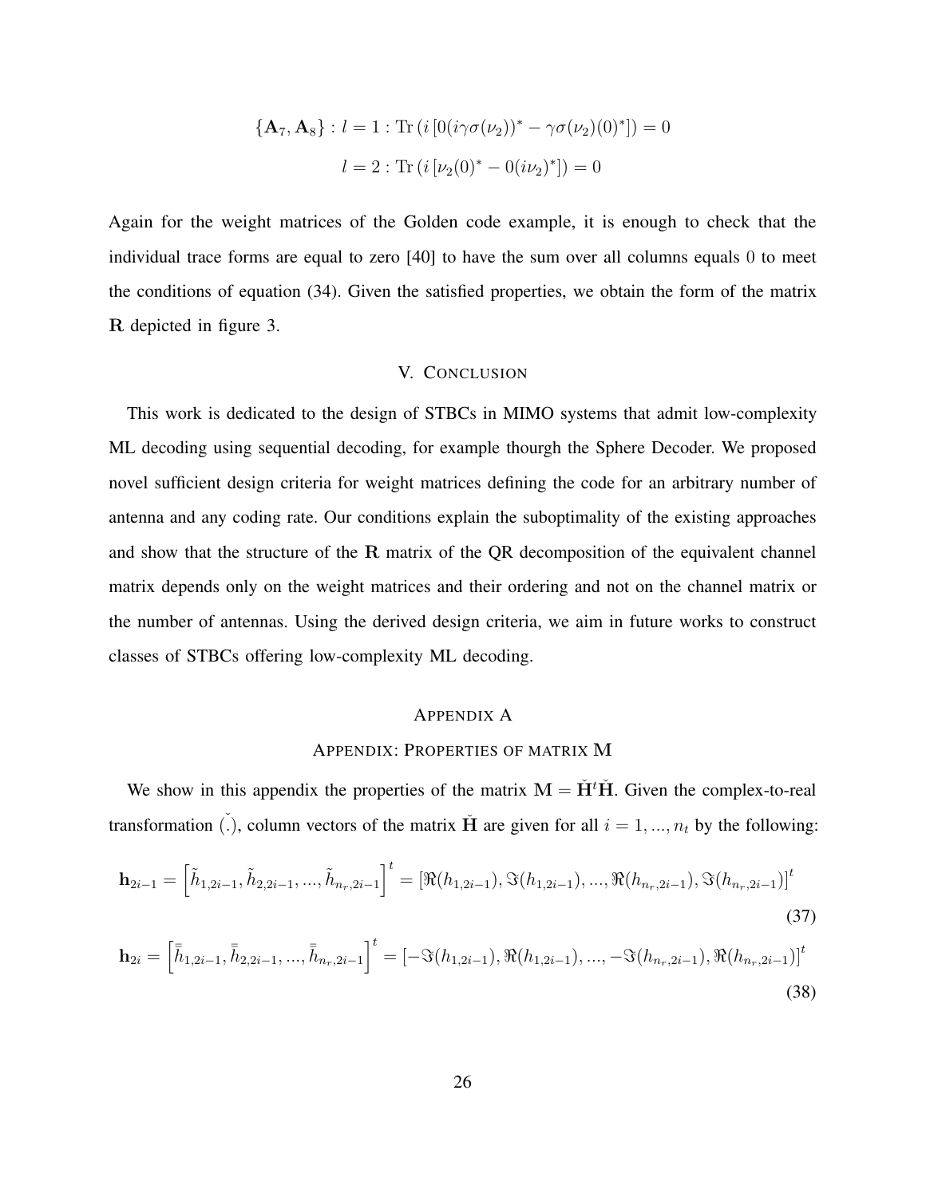$$\{\mathbf{A}_7, \mathbf{A}_8\} : l = 1 : \mathrm{Tr}\left(i\left[0(i\gamma\sigma(\nu_2))^* - \gamma\sigma(\nu_2)(0)^*\right]\right) = 0$$

$$l = 2 : \mathrm{Tr}\left(i\left[\nu_2(0)^* - 0(i\nu_2)^*\right]\right) = 0$$

Again for the weight matrices of the Golden code example, it is enough to check that the individual trace forms are equal to zero [40] to have the sum over all columns equals $0$ to meet the conditions of equation (34). Given the satisfied properties, we obtain the form of the matrix $\mathbf{R}$ depicted in figure 3.

## V. Conclusion

This work is dedicated to the design of STBCs in MIMO systems that admit low-complexity ML decoding using sequential decoding, for example thourgh the Sphere Decoder. We proposed novel sufficient design criteria for weight matrices defining the code for an arbitrary number of antenna and any coding rate. Our conditions explain the suboptimality of the existing approaches and show that the structure of the $\mathbf{R}$ matrix of the QR decomposition of the equivalent channel matrix depends only on the weight matrices and their ordering and not on the channel matrix or the number of antennas. Using the derived design criteria, we aim in future works to construct classes of STBCs offering low-complexity ML decoding.

## Appendix A

## Appendix: Properties of matrix M

We show in this appendix the properties of the matrix $\mathbf{M} = \check{\mathbf{H}}^t\check{\mathbf{H}}$. Given the complex-to-real transformation $\check{(.)}$, column vectors of the matrix $\check{\mathbf{H}}$ are given for all $i = 1, ..., n_t$ by the following:

$$\mathbf{h}_{2i-1} = \left[\tilde{h}_{1,2i-1}, \tilde{h}_{2,2i-1}, ..., \tilde{h}_{n_r,2i-1}\right]^t = \left[\Re(h_{1,2i-1}), \Im(h_{1,2i-1}), ..., \Re(h_{n_r,2i-1}), \Im(h_{n_r,2i-1})\right]^t \tag{37}$$

$$\mathbf{h}_{2i} = \left[\bar{\bar{h}}_{1,2i-1}, \bar{\bar{h}}_{2,2i-1}, ..., \bar{\bar{h}}_{n_r,2i-1}\right]^t = \left[-\Im(h_{1,2i-1}), \Re(h_{1,2i-1}), ..., -\Im(h_{n_r,2i-1}), \Re(h_{n_r,2i-1})\right]^t \tag{38}$$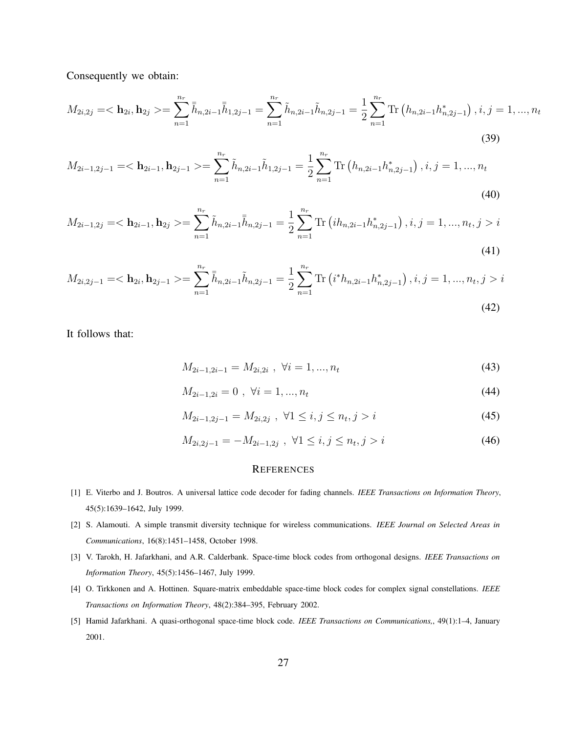Consequently we obtain:

$$M_{2i,2j} =< \mathbf{h}_{2i}, \mathbf{h}_{2j} >= \sum_{n=1}^{n_r} \bar{\bar{h}}_{n,2i-1} \bar{\bar{h}}_{1,2j-1} = \sum_{n=1}^{n_r} \tilde{h}_{n,2i-1} \tilde{h}_{n,2j-1} = \frac{1}{2} \sum_{n=1}^{n_r} \mathrm{Tr}\left(h_{n,2i-1} h_{n,2j-1}^*\right), i,j = 1, ..., n_t \tag{39}$$

$$M_{2i-1,2j-1} =< \mathbf{h}_{2i-1}, \mathbf{h}_{2j-1} >= \sum_{n=1}^{n_r} \tilde{h}_{n,2i-1} \tilde{h}_{1,2j-1} = \frac{1}{2} \sum_{n=1}^{n_r} \mathrm{Tr}\left(h_{n,2i-1} h_{n,2j-1}^*\right), i,j = 1, ..., n_t \tag{40}$$

$$M_{2i-1,2j} =< \mathbf{h}_{2i-1}, \mathbf{h}_{2j} >= \sum_{n=1}^{n_r} \tilde{h}_{n,2i-1} \bar{\bar{h}}_{n,2j-1} = \frac{1}{2} \sum_{n=1}^{n_r} \mathrm{Tr}\left(i h_{n,2i-1} h_{n,2j-1}^*\right), i,j = 1, ..., n_t, j > i \tag{41}$$

$$M_{2i,2j-1} =< \mathbf{h}_{2i}, \mathbf{h}_{2j-1} >= \sum_{n=1}^{n_r} \bar{\bar{h}}_{n,2i-1} \tilde{h}_{n,2j-1} = \frac{1}{2} \sum_{n=1}^{n_r} \mathrm{Tr}\left(i^* h_{n,2i-1} h_{n,2j-1}^*\right), i,j = 1, ..., n_t, j > i \tag{42}$$

It follows that:

$$M_{2i-1,2i-1} = M_{2i,2i} \ , \ \forall i = 1, ..., n_t \tag{43}$$

$$M_{2i-1,2i} = 0 \ , \ \forall i = 1, ..., n_t \tag{44}$$

$$M_{2i-1,2j-1} = M_{2i,2j} \ , \ \forall 1 \leq i,j \leq n_t, j > i \tag{45}$$

$$M_{2i,2j-1} = -M_{2i-1,2j} \ , \ \forall 1 \leq i,j \leq n_t, j > i \tag{46}$$

## References

[1] E. Viterbo and J. Boutros. A universal lattice code decoder for fading channels. *IEEE Transactions on Information Theory*, 45(5):1639–1642, July 1999.

[2] S. Alamouti. A simple transmit diversity technique for wireless communications. *IEEE Journal on Selected Areas in Communications*, 16(8):1451–1458, October 1998.

[3] V. Tarokh, H. Jafarkhani, and A.R. Calderbank. Space-time block codes from orthogonal designs. *IEEE Transactions on Information Theory*, 45(5):1456–1467, July 1999.

[4] O. Tirkkonen and A. Hottinen. Square-matrix embeddable space-time block codes for complex signal constellations. *IEEE Transactions on Information Theory*, 48(2):384–395, February 2002.

[5] Hamid Jafarkhani. A quasi-orthogonal space-time block code. *IEEE Transactions on Communications,*, 49(1):1–4, January 2001.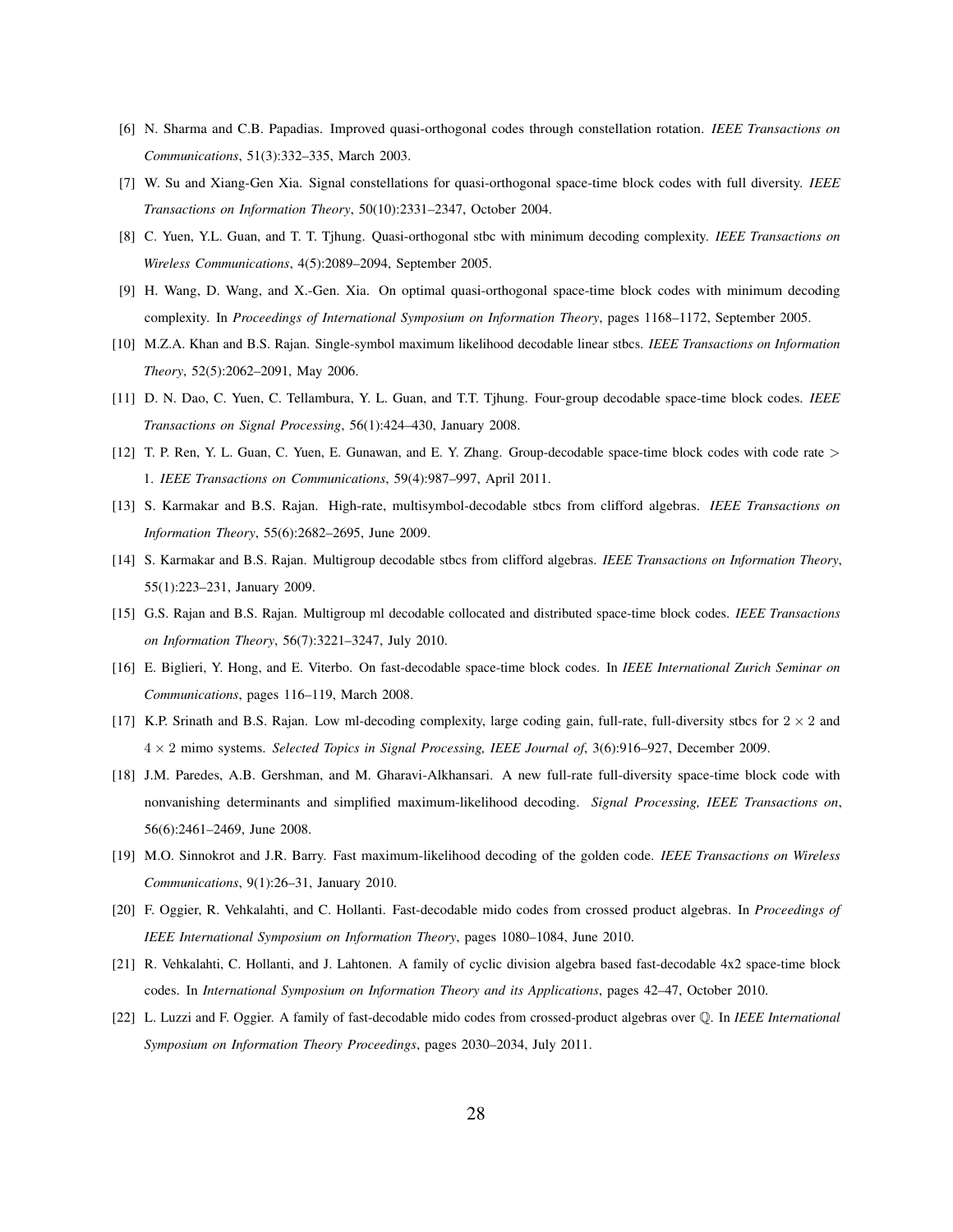[6] N. Sharma and C.B. Papadias. Improved quasi-orthogonal codes through constellation rotation. *IEEE Transactions on Communications*, 51(3):332–335, March 2003.

[7] W. Su and Xiang-Gen Xia. Signal constellations for quasi-orthogonal space-time block codes with full diversity. *IEEE Transactions on Information Theory*, 50(10):2331–2347, October 2004.

[8] C. Yuen, Y.L. Guan, and T. T. Tjhung. Quasi-orthogonal stbc with minimum decoding complexity. *IEEE Transactions on Wireless Communications*, 4(5):2089–2094, September 2005.

[9] H. Wang, D. Wang, and X.-Gen. Xia. On optimal quasi-orthogonal space-time block codes with minimum decoding complexity. In *Proceedings of International Symposium on Information Theory*, pages 1168–1172, September 2005.

[10] M.Z.A. Khan and B.S. Rajan. Single-symbol maximum likelihood decodable linear stbcs. *IEEE Transactions on Information Theory*, 52(5):2062–2091, May 2006.

[11] D. N. Dao, C. Yuen, C. Tellambura, Y. L. Guan, and T.T. Tjhung. Four-group decodable space-time block codes. *IEEE Transactions on Signal Processing*, 56(1):424–430, January 2008.

[12] T. P. Ren, Y. L. Guan, C. Yuen, E. Gunawan, and E. Y. Zhang. Group-decodable space-time block codes with code rate $>$ 1. *IEEE Transactions on Communications*, 59(4):987–997, April 2011.

[13] S. Karmakar and B.S. Rajan. High-rate, multisymbol-decodable stbcs from clifford algebras. *IEEE Transactions on Information Theory*, 55(6):2682–2695, June 2009.

[14] S. Karmakar and B.S. Rajan. Multigroup decodable stbcs from clifford algebras. *IEEE Transactions on Information Theory*, 55(1):223–231, January 2009.

[15] G.S. Rajan and B.S. Rajan. Multigroup ml decodable collocated and distributed space-time block codes. *IEEE Transactions on Information Theory*, 56(7):3221–3247, July 2010.

[16] E. Biglieri, Y. Hong, and E. Viterbo. On fast-decodable space-time block codes. In *IEEE International Zurich Seminar on Communications*, pages 116–119, March 2008.

[17] K.P. Srinath and B.S. Rajan. Low ml-decoding complexity, large coding gain, full-rate, full-diversity stbcs for $2 \times 2$ and $4 \times 2$ mimo systems. *Selected Topics in Signal Processing, IEEE Journal of*, 3(6):916–927, December 2009.

[18] J.M. Paredes, A.B. Gershman, and M. Gharavi-Alkhansari. A new full-rate full-diversity space-time block code with nonvanishing determinants and simplified maximum-likelihood decoding. *Signal Processing, IEEE Transactions on*, 56(6):2461–2469, June 2008.

[19] M.O. Sinnokrot and J.R. Barry. Fast maximum-likelihood decoding of the golden code. *IEEE Transactions on Wireless Communications*, 9(1):26–31, January 2010.

[20] F. Oggier, R. Vehkalahti, and C. Hollanti. Fast-decodable mido codes from crossed product algebras. In *Proceedings of IEEE International Symposium on Information Theory*, pages 1080–1084, June 2010.

[21] R. Vehkalahti, C. Hollanti, and J. Lahtonen. A family of cyclic division algebra based fast-decodable 4x2 space-time block codes. In *International Symposium on Information Theory and its Applications*, pages 42–47, October 2010.

[22] L. Luzzi and F. Oggier. A family of fast-decodable mido codes from crossed-product algebras over $\mathbb{Q}$. In *IEEE International Symposium on Information Theory Proceedings*, pages 2030–2034, July 2011.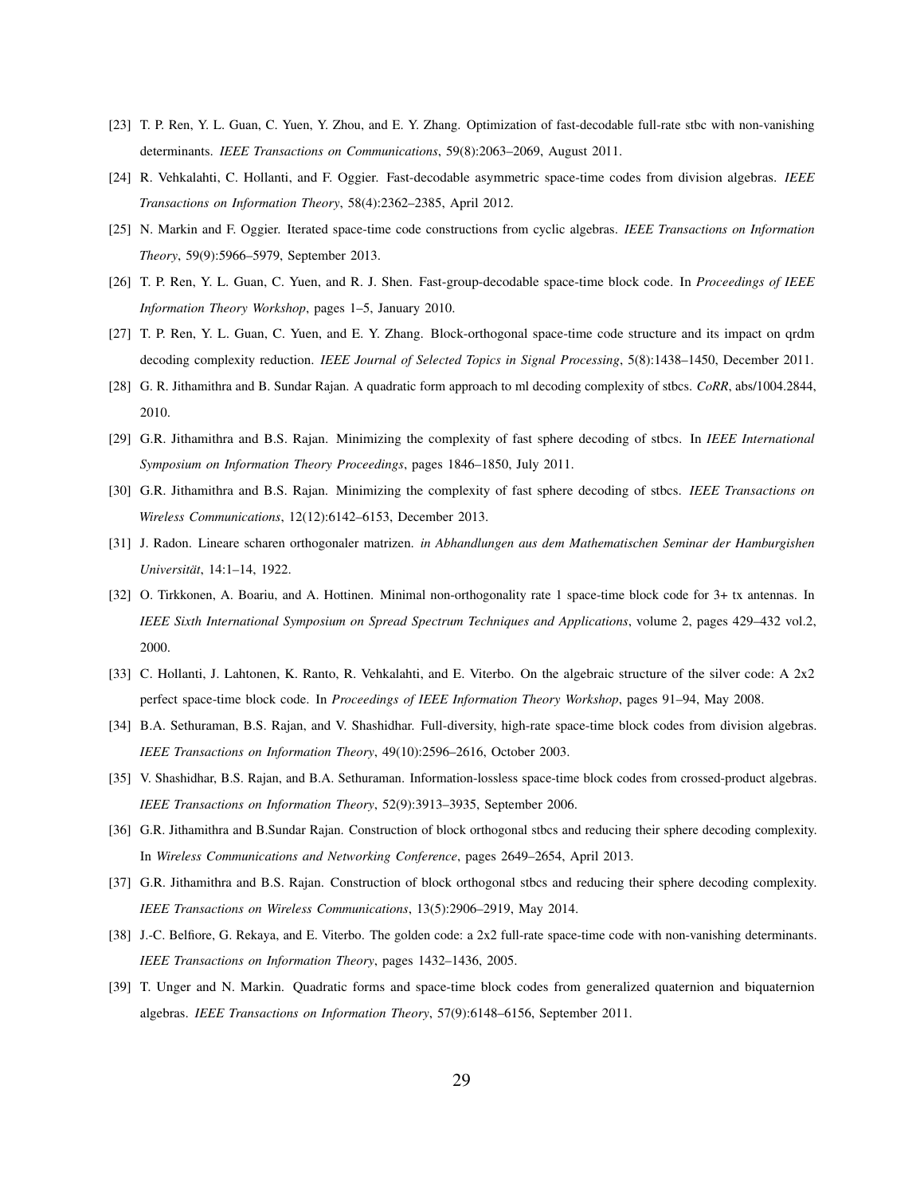[23] T. P. Ren, Y. L. Guan, C. Yuen, Y. Zhou, and E. Y. Zhang. Optimization of fast-decodable full-rate stbc with non-vanishing determinants. *IEEE Transactions on Communications*, 59(8):2063–2069, August 2011.

[24] R. Vehkalahti, C. Hollanti, and F. Oggier. Fast-decodable asymmetric space-time codes from division algebras. *IEEE Transactions on Information Theory*, 58(4):2362–2385, April 2012.

[25] N. Markin and F. Oggier. Iterated space-time code constructions from cyclic algebras. *IEEE Transactions on Information Theory*, 59(9):5966–5979, September 2013.

[26] T. P. Ren, Y. L. Guan, C. Yuen, and R. J. Shen. Fast-group-decodable space-time block code. In *Proceedings of IEEE Information Theory Workshop*, pages 1–5, January 2010.

[27] T. P. Ren, Y. L. Guan, C. Yuen, and E. Y. Zhang. Block-orthogonal space-time code structure and its impact on qrdm decoding complexity reduction. *IEEE Journal of Selected Topics in Signal Processing*, 5(8):1438–1450, December 2011.

[28] G. R. Jithamithra and B. Sundar Rajan. A quadratic form approach to ml decoding complexity of stbcs. *CoRR*, abs/1004.2844, 2010.

[29] G.R. Jithamithra and B.S. Rajan. Minimizing the complexity of fast sphere decoding of stbcs. In *IEEE International Symposium on Information Theory Proceedings*, pages 1846–1850, July 2011.

[30] G.R. Jithamithra and B.S. Rajan. Minimizing the complexity of fast sphere decoding of stbcs. *IEEE Transactions on Wireless Communications*, 12(12):6142–6153, December 2013.

[31] J. Radon. Lineare scharen orthogonaler matrizen. *in Abhandlungen aus dem Mathematischen Seminar der Hamburgishen Universität*, 14:1–14, 1922.

[32] O. Tirkkonen, A. Boariu, and A. Hottinen. Minimal non-orthogonality rate 1 space-time block code for 3+ tx antennas. In *IEEE Sixth International Symposium on Spread Spectrum Techniques and Applications*, volume 2, pages 429–432 vol.2, 2000.

[33] C. Hollanti, J. Lahtonen, K. Ranto, R. Vehkalahti, and E. Viterbo. On the algebraic structure of the silver code: A 2x2 perfect space-time block code. In *Proceedings of IEEE Information Theory Workshop*, pages 91–94, May 2008.

[34] B.A. Sethuraman, B.S. Rajan, and V. Shashidhar. Full-diversity, high-rate space-time block codes from division algebras. *IEEE Transactions on Information Theory*, 49(10):2596–2616, October 2003.

[35] V. Shashidhar, B.S. Rajan, and B.A. Sethuraman. Information-lossless space-time block codes from crossed-product algebras. *IEEE Transactions on Information Theory*, 52(9):3913–3935, September 2006.

[36] G.R. Jithamithra and B.Sundar Rajan. Construction of block orthogonal stbcs and reducing their sphere decoding complexity. In *Wireless Communications and Networking Conference*, pages 2649–2654, April 2013.

[37] G.R. Jithamithra and B.S. Rajan. Construction of block orthogonal stbcs and reducing their sphere decoding complexity. *IEEE Transactions on Wireless Communications*, 13(5):2906–2919, May 2014.

[38] J.-C. Belfiore, G. Rekaya, and E. Viterbo. The golden code: a 2x2 full-rate space-time code with non-vanishing determinants. *IEEE Transactions on Information Theory*, pages 1432–1436, 2005.

[39] T. Unger and N. Markin. Quadratic forms and space-time block codes from generalized quaternion and biquaternion algebras. *IEEE Transactions on Information Theory*, 57(9):6148–6156, September 2011.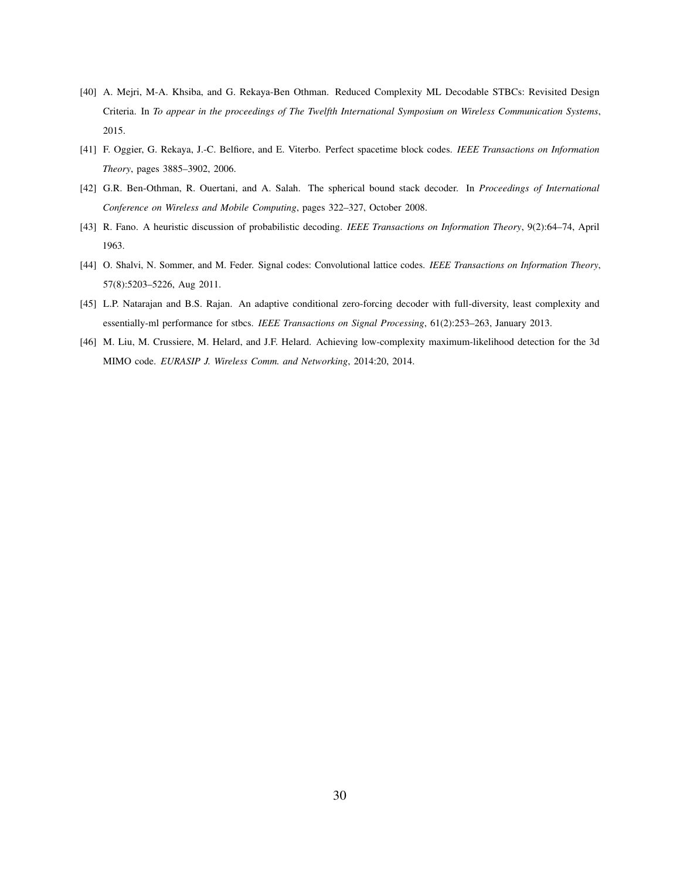[40] A. Mejri, M-A. Khsiba, and G. Rekaya-Ben Othman. Reduced Complexity ML Decodable STBCs: Revisited Design Criteria. In *To appear in the proceedings of The Twelfth International Symposium on Wireless Communication Systems*, 2015.

[41] F. Oggier, G. Rekaya, J.-C. Belfiore, and E. Viterbo. Perfect spacetime block codes. *IEEE Transactions on Information Theory*, pages 3885–3902, 2006.

[42] G.R. Ben-Othman, R. Ouertani, and A. Salah. The spherical bound stack decoder. In *Proceedings of International Conference on Wireless and Mobile Computing*, pages 322–327, October 2008.

[43] R. Fano. A heuristic discussion of probabilistic decoding. *IEEE Transactions on Information Theory*, 9(2):64–74, April 1963.

[44] O. Shalvi, N. Sommer, and M. Feder. Signal codes: Convolutional lattice codes. *IEEE Transactions on Information Theory*, 57(8):5203–5226, Aug 2011.

[45] L.P. Natarajan and B.S. Rajan. An adaptive conditional zero-forcing decoder with full-diversity, least complexity and essentially-ml performance for stbcs. *IEEE Transactions on Signal Processing*, 61(2):253–263, January 2013.

[46] M. Liu, M. Crussiere, M. Helard, and J.F. Helard. Achieving low-complexity maximum-likelihood detection for the 3d MIMO code. *EURASIP J. Wireless Comm. and Networking*, 2014:20, 2014.